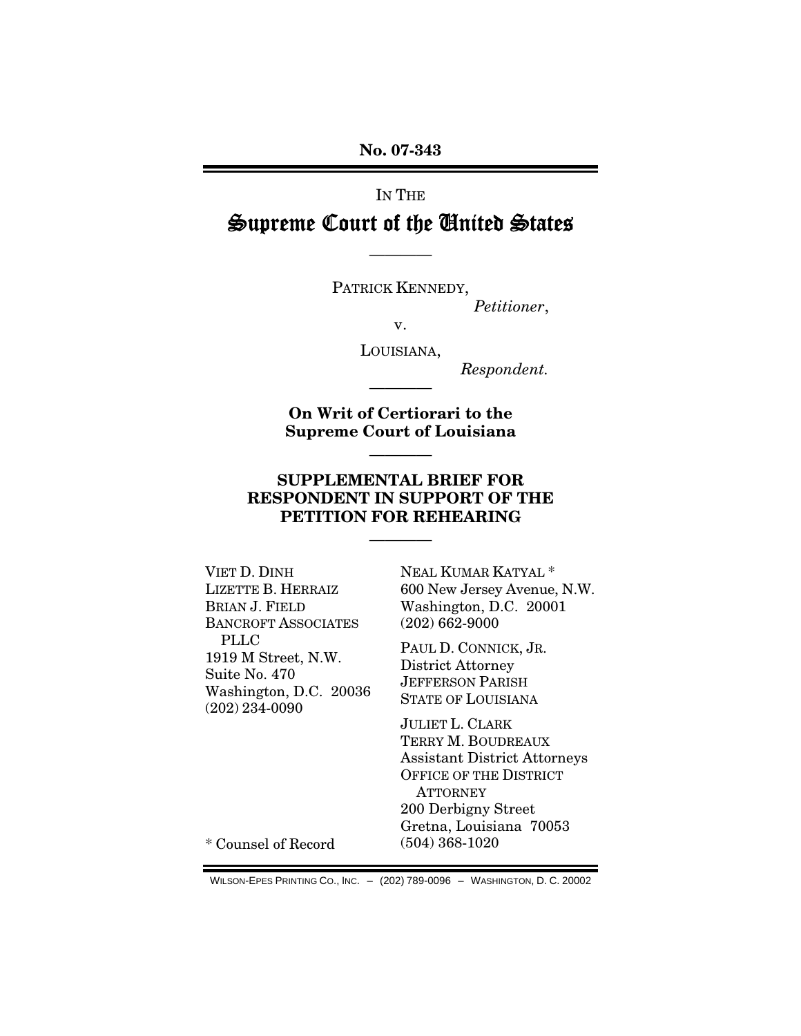**No. 07-343**

IN THE

# Supreme Court of the United States

————

PATRICK KENNEDY,

*Petitioner*,

v.

LOUISIANA,

*Respondent.*

————

**On Writ of Certiorari to the Supreme Court of Louisiana**

————

## SUPPLEMENTAL BRIEF FOR RESPONDENT IN SUPPORT OF THE PETITION FOR REHEARING

————

VIET D. DINH
LIZETTE B. HERRAIZ
BRIAN J. FIELD
BANCROFT ASSOCIATES PLLC
1919 M Street, N.W.
Suite No. 470
Washington, D.C. 20036
(202) 234-0090

NEAL KUMAR KATYAL *
600 New Jersey Avenue, N.W.
Washington, D.C. 20001
(202) 662-9000

PAUL D. CONNICK, JR.
District Attorney
JEFFERSON PARISH
STATE OF LOUISIANA

JULIET L. CLARK
TERRY M. BOUDREAUX
Assistant District Attorneys
OFFICE OF THE DISTRICT ATTORNEY
200 Derbigny Street
Gretna, Louisiana 70053
(504) 368-1020

* Counsel of Record

WILSON-EPES PRINTING CO., INC. – (202) 789-0096 – WASHINGTON, D. C. 20002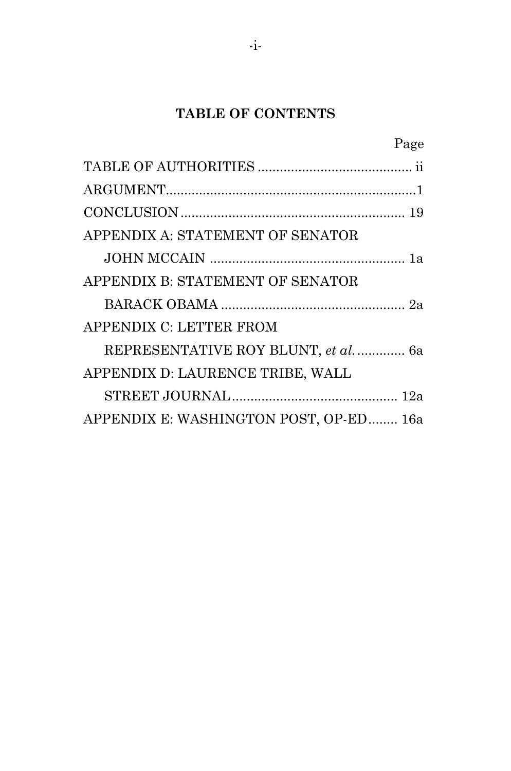## TABLE OF CONTENTS

| | Page |
|---|---|
| TABLE OF AUTHORITIES | ii |
| ARGUMENT | 1 |
| CONCLUSION | 19 |
| APPENDIX A: STATEMENT OF SENATOR JOHN MCCAIN | 1a |
| APPENDIX B: STATEMENT OF SENATOR BARACK OBAMA | 2a |
| APPENDIX C: LETTER FROM REPRESENTATIVE ROY BLUNT, *et al.* | 6a |
| APPENDIX D: LAURENCE TRIBE, WALL STREET JOURNAL | 12a |
| APPENDIX E: WASHINGTON POST, OP-ED | 16a |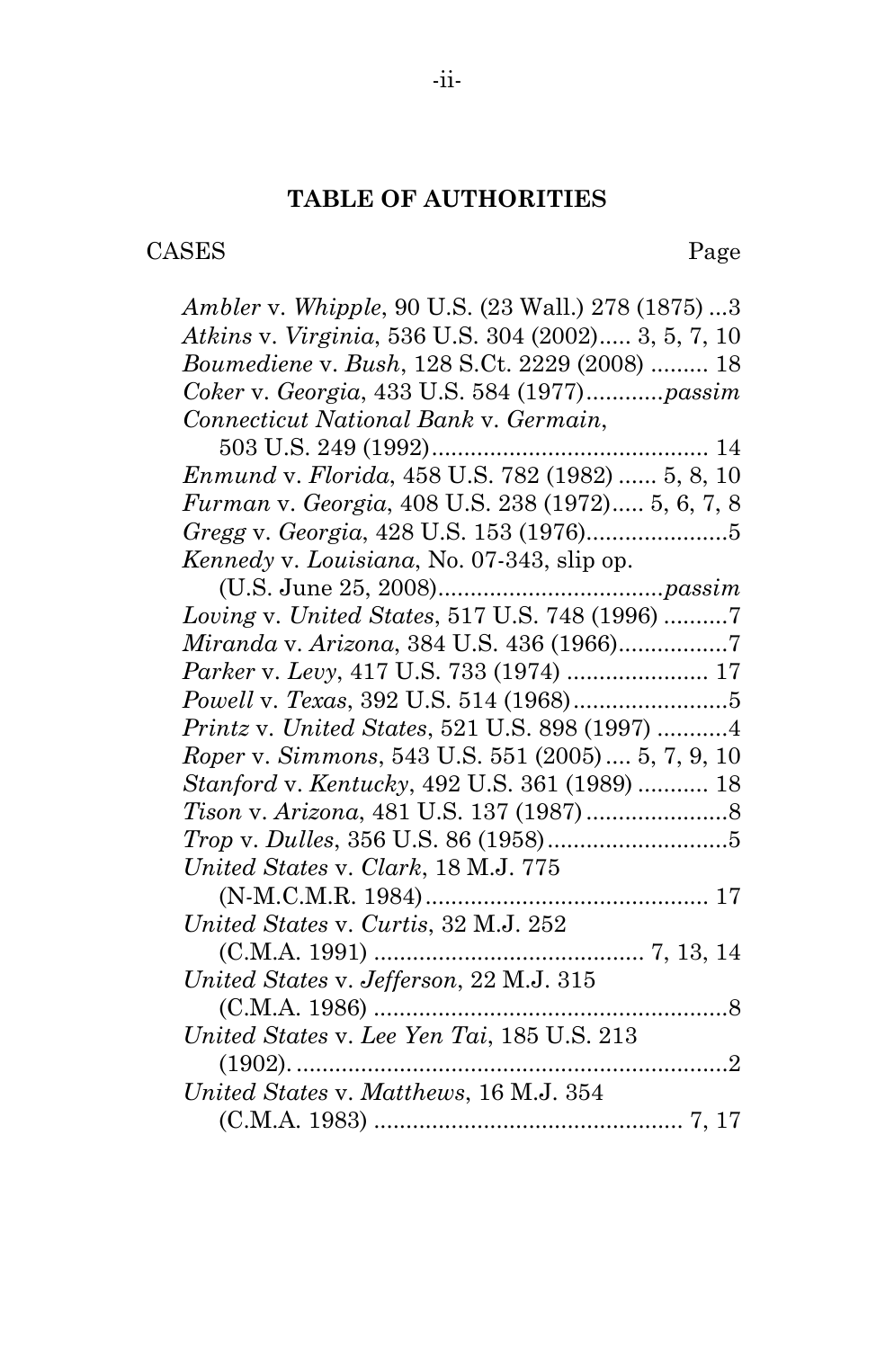## TABLE OF AUTHORITIES

CASES Page

*Ambler* v. *Whipple*, 90 U.S. (23 Wall.) 278 (1875) ...3

*Atkins* v. *Virginia*, 536 U.S. 304 (2002)..... 3, 5, 7, 10

*Boumediene* v. *Bush*, 128 S.Ct. 2229 (2008) ......... 18

*Coker* v. *Georgia*, 433 U.S. 584 (1977)............*passim*

*Connecticut National Bank* v. *Germain*, 503 U.S. 249 (1992)........................................... 14

*Enmund* v. *Florida*, 458 U.S. 782 (1982) ...... 5, 8, 10

*Furman* v. *Georgia*, 408 U.S. 238 (1972)..... 5, 6, 7, 8

*Gregg* v. *Georgia*, 428 U.S. 153 (1976)......................5

*Kennedy* v. *Louisiana*, No. 07-343, slip op. (U.S. June 25, 2008)...................................*passim*

*Loving* v. *United States*, 517 U.S. 748 (1996) ..........7

*Miranda* v. *Arizona*, 384 U.S. 436 (1966).................7

*Parker* v. *Levy*, 417 U.S. 733 (1974) ...................... 17

*Powell* v. *Texas*, 392 U.S. 514 (1968)........................5

*Printz* v. *United States*, 521 U.S. 898 (1997) ...........4

*Roper* v. *Simmons*, 543 U.S. 551 (2005) .... 5, 7, 9, 10

*Stanford* v. *Kentucky*, 492 U.S. 361 (1989) ........... 18

*Tison* v. *Arizona*, 481 U.S. 137 (1987) ......................8

*Trop* v. *Dulles*, 356 U.S. 86 (1958)............................5

*United States* v. *Clark*, 18 M.J. 775 (N-M.C.M.R. 1984)............................................ 17

*United States* v. *Curtis*, 32 M.J. 252 (C.M.A. 1991) .......................................... 7, 13, 14

*United States* v. *Jefferson*, 22 M.J. 315 (C.M.A. 1986) ........................................................8

*United States* v. *Lee Yen Tai*, 185 U.S. 213 (1902). ....................................................................2

*United States* v. *Matthews*, 16 M.J. 354 (C.M.A. 1983) ................................................ 7, 17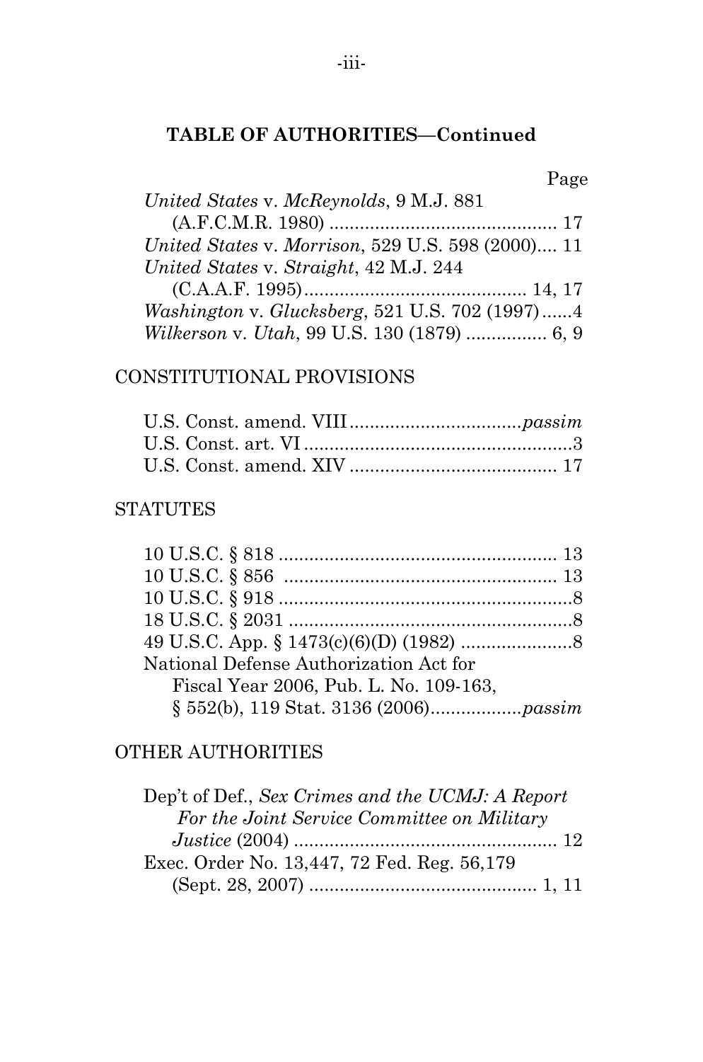**TABLE OF AUTHORITIES—Continued**

Page

*United States* v. *McReynolds*, 9 M.J. 881 (A.F.C.M.R. 1980) ............................................ 17

*United States* v. *Morrison*, 529 U.S. 598 (2000).... 11

*United States* v. *Straight*, 42 M.J. 244 (C.A.A.F. 1995).......................................... 14, 17

*Washington* v. *Glucksberg*, 521 U.S. 702 (1997)......4

*Wilkerson* v. *Utah*, 99 U.S. 130 (1879) ................ 6, 9

CONSTITUTIONAL PROVISIONS

U.S. Const. amend. VIII.................................*passim*

U.S. Const. art. VI .....................................................3

U.S. Const. amend. XIV ......................................... 17

STATUTES

10 U.S.C. § 818 ....................................................... 13

10 U.S.C. § 856 ...................................................... 13

10 U.S.C. § 918 ..........................................................8

18 U.S.C. § 2031 ........................................................8

49 U.S.C. App. § 1473(c)(6)(D) (1982) ......................8

National Defense Authorization Act for Fiscal Year 2006, Pub. L. No. 109-163, § 552(b), 119 Stat. 3136 (2006)..................*passim*

OTHER AUTHORITIES

Dep't of Def., *Sex Crimes and the UCMJ: A Report For the Joint Service Committee on Military Justice* (2004) .................................................... 12

Exec. Order No. 13,447, 72 Fed. Reg. 56,179 (Sept. 28, 2007) ............................................ 1, 11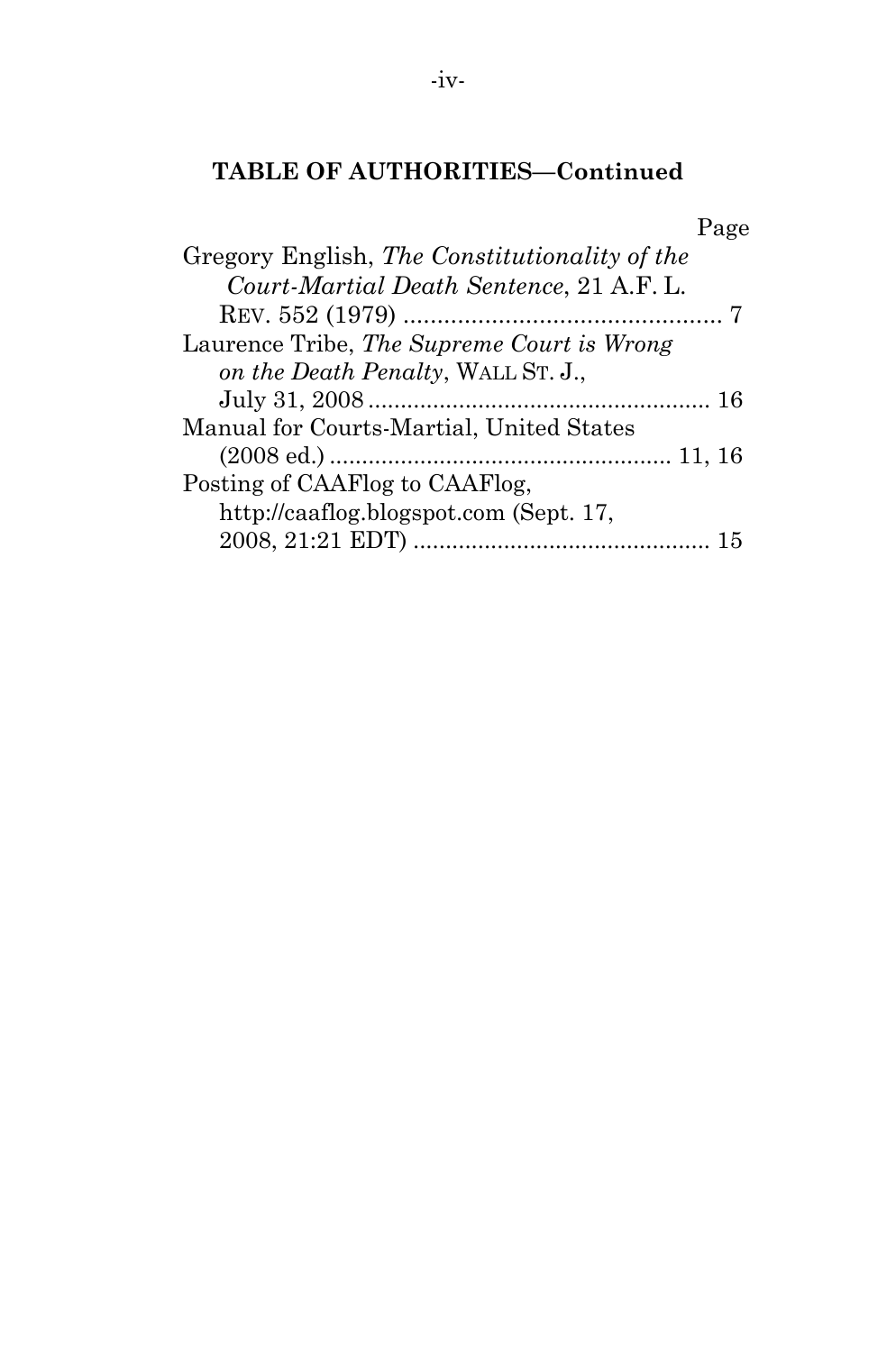**TABLE OF AUTHORITIES—Continued**

Page

Gregory English, *The Constitutionality of the Court-Martial Death Sentence*, 21 A.F. L. REV. 552 (1979) ............................................... 7

Laurence Tribe, *The Supreme Court is Wrong on the Death Penalty*, WALL ST. J., July 31, 2008 .................................................... 16

Manual for Courts-Martial, United States (2008 ed.) .................................................... 11, 16

Posting of CAAFlog to CAAFlog, http://caaflog.blogspot.com (Sept. 17, 2008, 21:21 EDT) ............................................. 15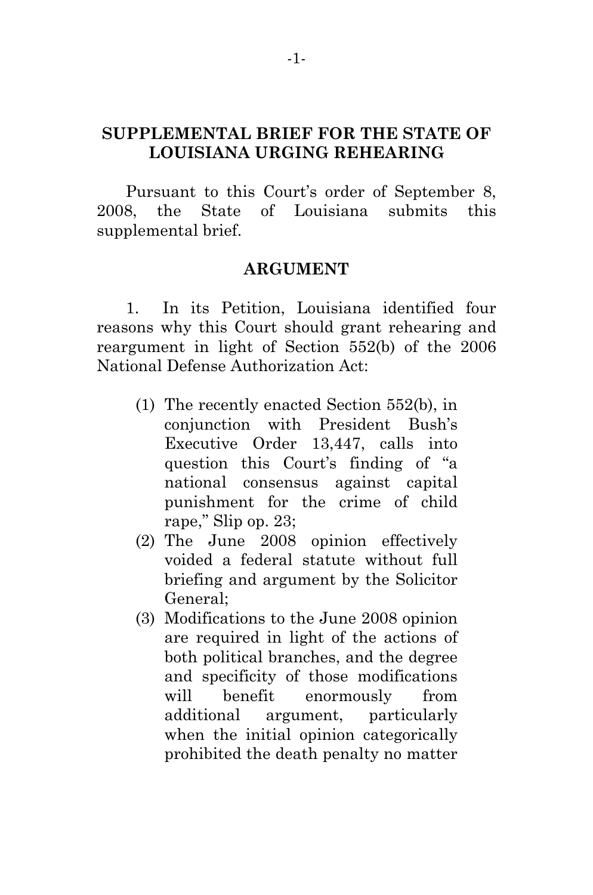## SUPPLEMENTAL BRIEF FOR THE STATE OF LOUISIANA URGING REHEARING

Pursuant to this Court's order of September 8, 2008, the State of Louisiana submits this supplemental brief.

## ARGUMENT

1. In its Petition, Louisiana identified four reasons why this Court should grant rehearing and reargument in light of Section 552(b) of the 2006 National Defense Authorization Act:

(1) The recently enacted Section 552(b), in conjunction with President Bush's Executive Order 13,447, calls into question this Court's finding of "a national consensus against capital punishment for the crime of child rape," Slip op. 23;

(2) The June 2008 opinion effectively voided a federal statute without full briefing and argument by the Solicitor General;

(3) Modifications to the June 2008 opinion are required in light of the actions of both political branches, and the degree and specificity of those modifications will benefit enormously from additional argument, particularly when the initial opinion categorically prohibited the death penalty no matter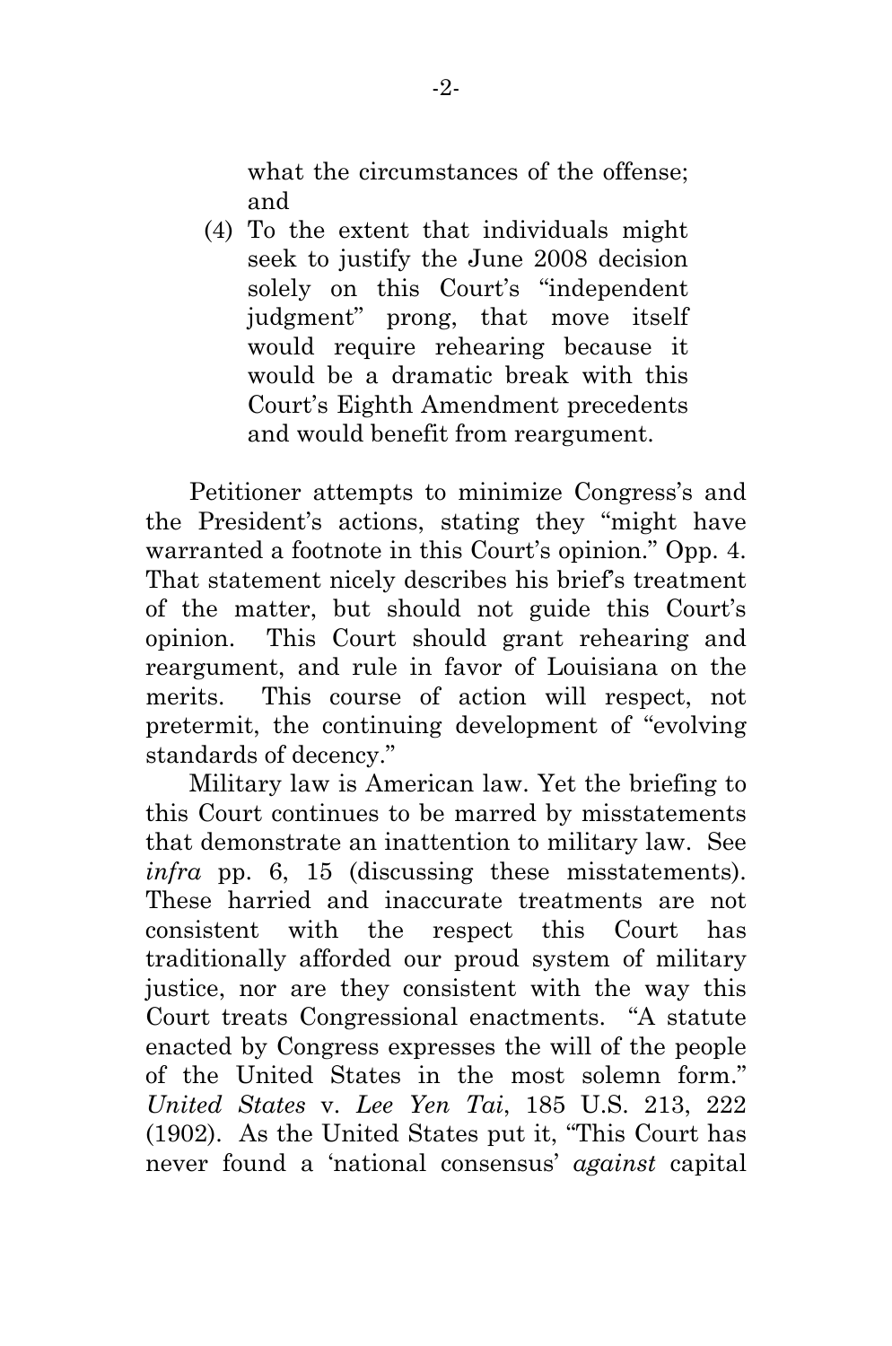what the circumstances of the offense; and

(4) To the extent that individuals might seek to justify the June 2008 decision solely on this Court's "independent judgment" prong, that move itself would require rehearing because it would be a dramatic break with this Court's Eighth Amendment precedents and would benefit from reargument.

Petitioner attempts to minimize Congress's and the President's actions, stating they "might have warranted a footnote in this Court's opinion." Opp. 4. That statement nicely describes his brief's treatment of the matter, but should not guide this Court's opinion. This Court should grant rehearing and reargument, and rule in favor of Louisiana on the merits. This course of action will respect, not pretermit, the continuing development of "evolving standards of decency."

Military law is American law. Yet the briefing to this Court continues to be marred by misstatements that demonstrate an inattention to military law. See *infra* pp. 6, 15 (discussing these misstatements). These harried and inaccurate treatments are not consistent with the respect this Court has traditionally afforded our proud system of military justice, nor are they consistent with the way this Court treats Congressional enactments. "A statute enacted by Congress expresses the will of the people of the United States in the most solemn form." *United States* v. *Lee Yen Tai*, 185 U.S. 213, 222 (1902). As the United States put it, "This Court has never found a 'national consensus' *against* capital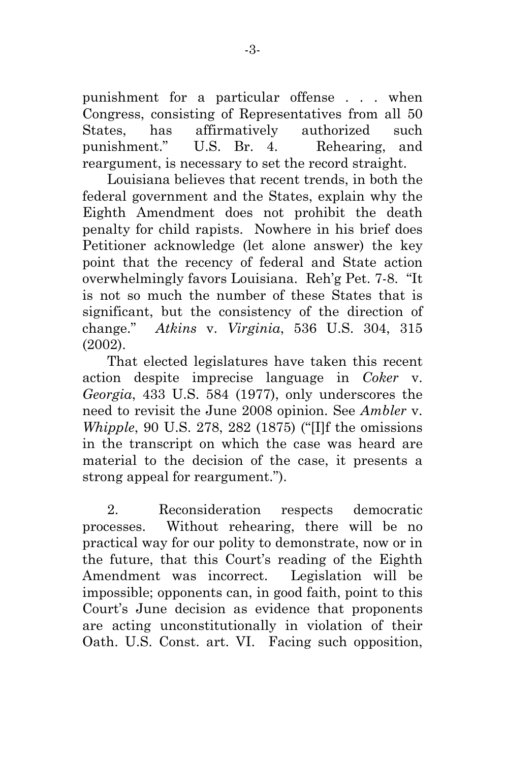punishment for a particular offense . . . when Congress, consisting of Representatives from all 50 States, has affirmatively authorized such punishment." U.S. Br. 4. Rehearing, and reargument, is necessary to set the record straight.

Louisiana believes that recent trends, in both the federal government and the States, explain why the Eighth Amendment does not prohibit the death penalty for child rapists. Nowhere in his brief does Petitioner acknowledge (let alone answer) the key point that the recency of federal and State action overwhelmingly favors Louisiana. Reh'g Pet. 7-8. "It is not so much the number of these States that is significant, but the consistency of the direction of change." *Atkins* v. *Virginia*, 536 U.S. 304, 315 (2002).

That elected legislatures have taken this recent action despite imprecise language in *Coker* v. *Georgia*, 433 U.S. 584 (1977), only underscores the need to revisit the June 2008 opinion. See *Ambler* v. *Whipple*, 90 U.S. 278, 282 (1875) ("[I]f the omissions in the transcript on which the case was heard are material to the decision of the case, it presents a strong appeal for reargument.").

2. Reconsideration respects democratic processes. Without rehearing, there will be no practical way for our polity to demonstrate, now or in the future, that this Court's reading of the Eighth Amendment was incorrect. Legislation will be impossible; opponents can, in good faith, point to this Court's June decision as evidence that proponents are acting unconstitutionally in violation of their Oath. U.S. Const. art. VI. Facing such opposition,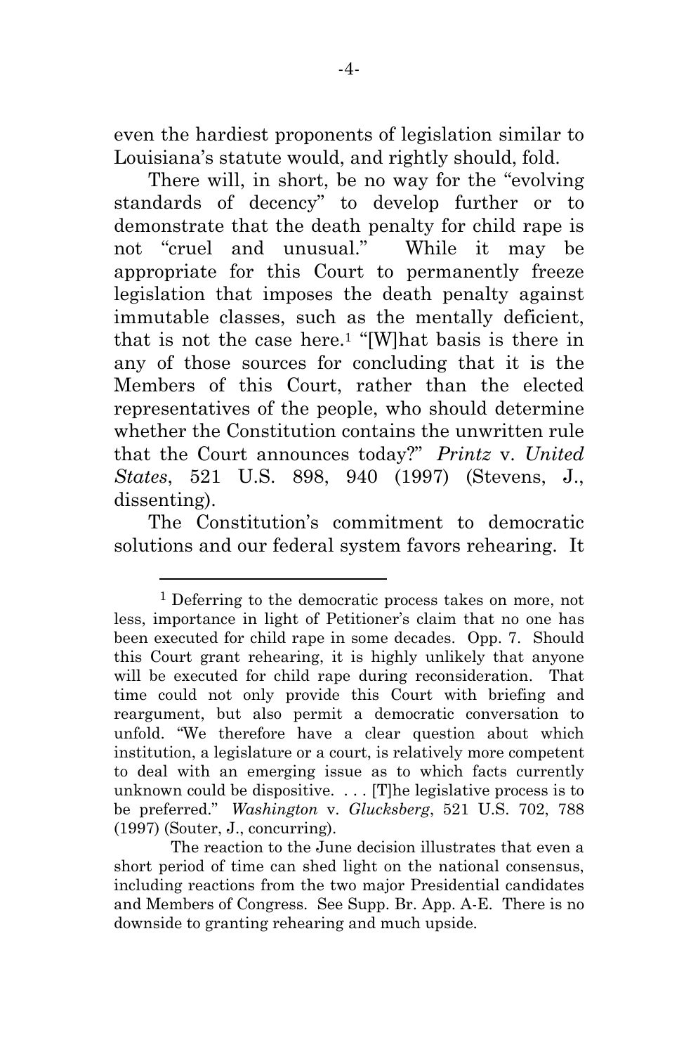even the hardiest proponents of legislation similar to Louisiana's statute would, and rightly should, fold.

There will, in short, be no way for the "evolving standards of decency" to develop further or to demonstrate that the death penalty for child rape is not "cruel and unusual." While it may be appropriate for this Court to permanently freeze legislation that imposes the death penalty against immutable classes, such as the mentally deficient, that is not the case here.[1] "[W]hat basis is there in any of those sources for concluding that it is the Members of this Court, rather than the elected representatives of the people, who should determine whether the Constitution contains the unwritten rule that the Court announces today?" *Printz* v. *United States*, 521 U.S. 898, 940 (1997) (Stevens, J., dissenting).

The Constitution's commitment to democratic solutions and our federal system favors rehearing. It

---

[1] Deferring to the democratic process takes on more, not less, importance in light of Petitioner's claim that no one has been executed for child rape in some decades. Opp. 7. Should this Court grant rehearing, it is highly unlikely that anyone will be executed for child rape during reconsideration. That time could not only provide this Court with briefing and reargument, but also permit a democratic conversation to unfold. "We therefore have a clear question about which institution, a legislature or a court, is relatively more competent to deal with an emerging issue as to which facts currently unknown could be dispositive. . . . [T]he legislative process is to be preferred." *Washington* v. *Glucksberg*, 521 U.S. 702, 788 (1997) (Souter, J., concurring).

The reaction to the June decision illustrates that even a short period of time can shed light on the national consensus, including reactions from the two major Presidential candidates and Members of Congress. See Supp. Br. App. A-E. There is no downside to granting rehearing and much upside.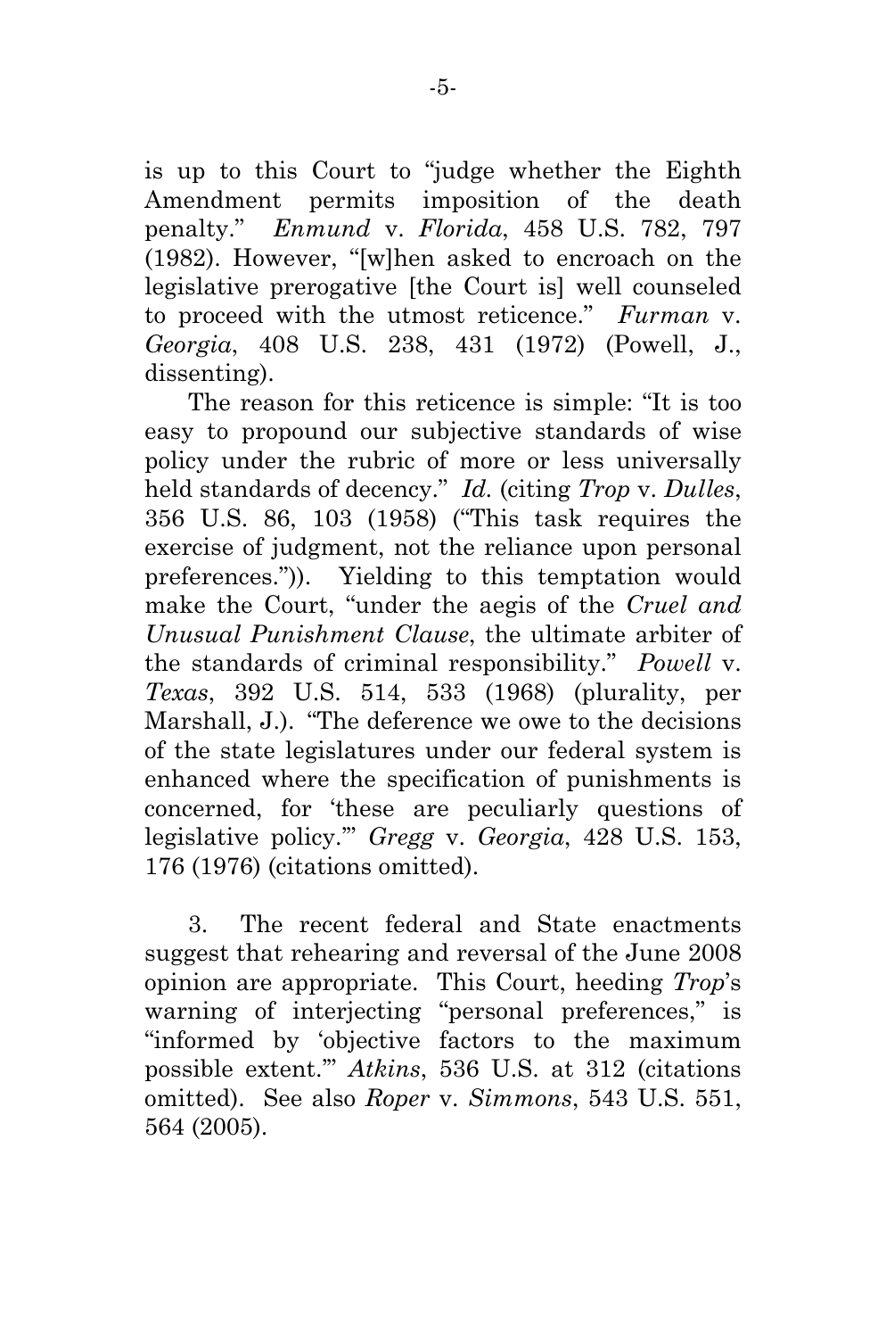is up to this Court to "judge whether the Eighth Amendment permits imposition of the death penalty." *Enmund* v. *Florida*, 458 U.S. 782, 797 (1982). However, "[w]hen asked to encroach on the legislative prerogative [the Court is] well counseled to proceed with the utmost reticence." *Furman* v. *Georgia*, 408 U.S. 238, 431 (1972) (Powell, J., dissenting).

The reason for this reticence is simple: "It is too easy to propound our subjective standards of wise policy under the rubric of more or less universally held standards of decency." *Id.* (citing *Trop* v. *Dulles*, 356 U.S. 86, 103 (1958) ("This task requires the exercise of judgment, not the reliance upon personal preferences.")). Yielding to this temptation would make the Court, "under the aegis of the *Cruel and Unusual Punishment Clause*, the ultimate arbiter of the standards of criminal responsibility." *Powell* v. *Texas*, 392 U.S. 514, 533 (1968) (plurality, per Marshall, J.). "The deference we owe to the decisions of the state legislatures under our federal system is enhanced where the specification of punishments is concerned, for 'these are peculiarly questions of legislative policy.'" *Gregg* v. *Georgia*, 428 U.S. 153, 176 (1976) (citations omitted).

3. The recent federal and State enactments suggest that rehearing and reversal of the June 2008 opinion are appropriate. This Court, heeding *Trop*'s warning of interjecting "personal preferences," is "informed by 'objective factors to the maximum possible extent.'" *Atkins*, 536 U.S. at 312 (citations omitted). See also *Roper* v. *Simmons*, 543 U.S. 551, 564 (2005).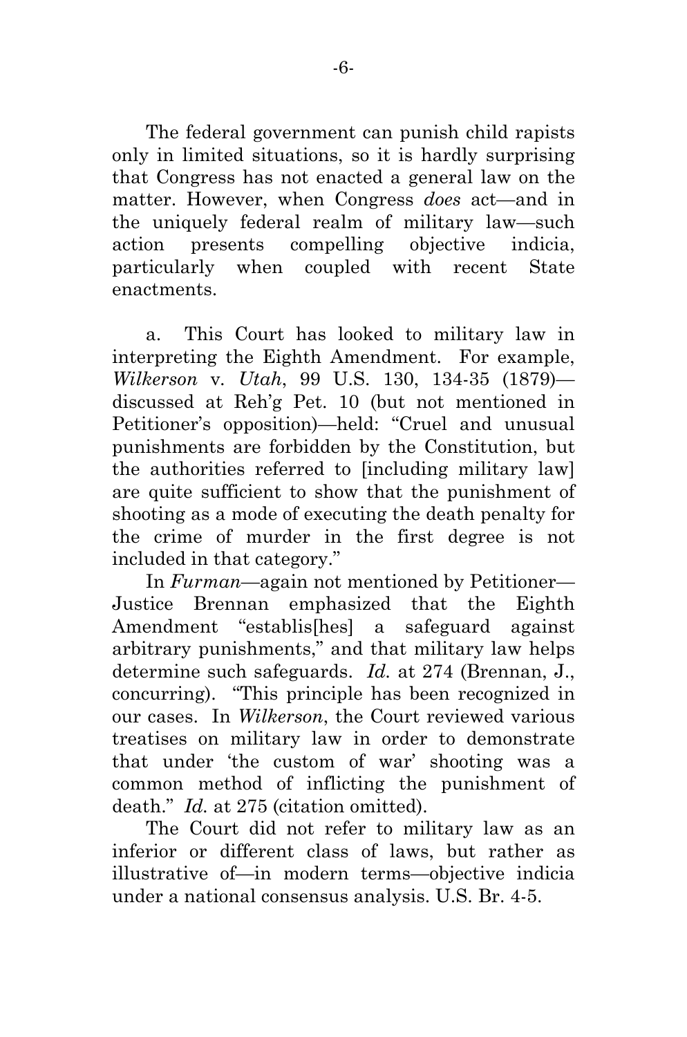The federal government can punish child rapists only in limited situations, so it is hardly surprising that Congress has not enacted a general law on the matter. However, when Congress *does* act—and in the uniquely federal realm of military law—such action presents compelling objective indicia, particularly when coupled with recent State enactments.

a. This Court has looked to military law in interpreting the Eighth Amendment. For example, *Wilkerson* v. *Utah*, 99 U.S. 130, 134-35 (1879)—discussed at Reh'g Pet. 10 (but not mentioned in Petitioner's opposition)—held: "Cruel and unusual punishments are forbidden by the Constitution, but the authorities referred to [including military law] are quite sufficient to show that the punishment of shooting as a mode of executing the death penalty for the crime of murder in the first degree is not included in that category."

In *Furman*—again not mentioned by Petitioner—Justice Brennan emphasized that the Eighth Amendment "establis[hes] a safeguard against arbitrary punishments," and that military law helps determine such safeguards. *Id.* at 274 (Brennan, J., concurring). "This principle has been recognized in our cases. In *Wilkerson*, the Court reviewed various treatises on military law in order to demonstrate that under 'the custom of war' shooting was a common method of inflicting the punishment of death." *Id.* at 275 (citation omitted).

The Court did not refer to military law as an inferior or different class of laws, but rather as illustrative of—in modern terms—objective indicia under a national consensus analysis. U.S. Br. 4-5.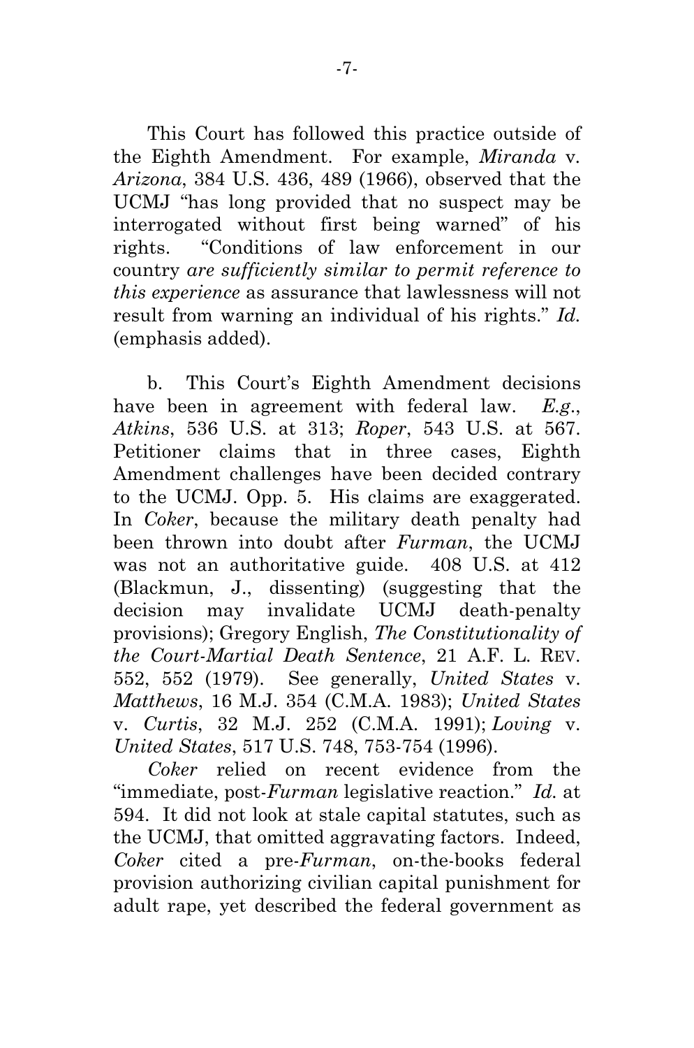This Court has followed this practice outside of the Eighth Amendment. For example, *Miranda* v. *Arizona*, 384 U.S. 436, 489 (1966), observed that the UCMJ "has long provided that no suspect may be interrogated without first being warned" of his rights. "Conditions of law enforcement in our country *are sufficiently similar to permit reference to this experience* as assurance that lawlessness will not result from warning an individual of his rights." *Id.* (emphasis added).

b. This Court's Eighth Amendment decisions have been in agreement with federal law. *E.g.*, *Atkins*, 536 U.S. at 313; *Roper*, 543 U.S. at 567. Petitioner claims that in three cases, Eighth Amendment challenges have been decided contrary to the UCMJ. Opp. 5. His claims are exaggerated. In *Coker*, because the military death penalty had been thrown into doubt after *Furman*, the UCMJ was not an authoritative guide. 408 U.S. at 412 (Blackmun, J., dissenting) (suggesting that the decision may invalidate UCMJ death-penalty provisions); Gregory English, *The Constitutionality of the Court-Martial Death Sentence*, 21 A.F. L. REV. 552, 552 (1979). See generally, *United States* v. *Matthews*, 16 M.J. 354 (C.M.A. 1983); *United States* v. *Curtis*, 32 M.J. 252 (C.M.A. 1991); *Loving* v. *United States*, 517 U.S. 748, 753-754 (1996).

*Coker* relied on recent evidence from the "immediate, post-*Furman* legislative reaction." *Id.* at 594. It did not look at stale capital statutes, such as the UCMJ, that omitted aggravating factors. Indeed, *Coker* cited a pre-*Furman*, on-the-books federal provision authorizing civilian capital punishment for adult rape, yet described the federal government as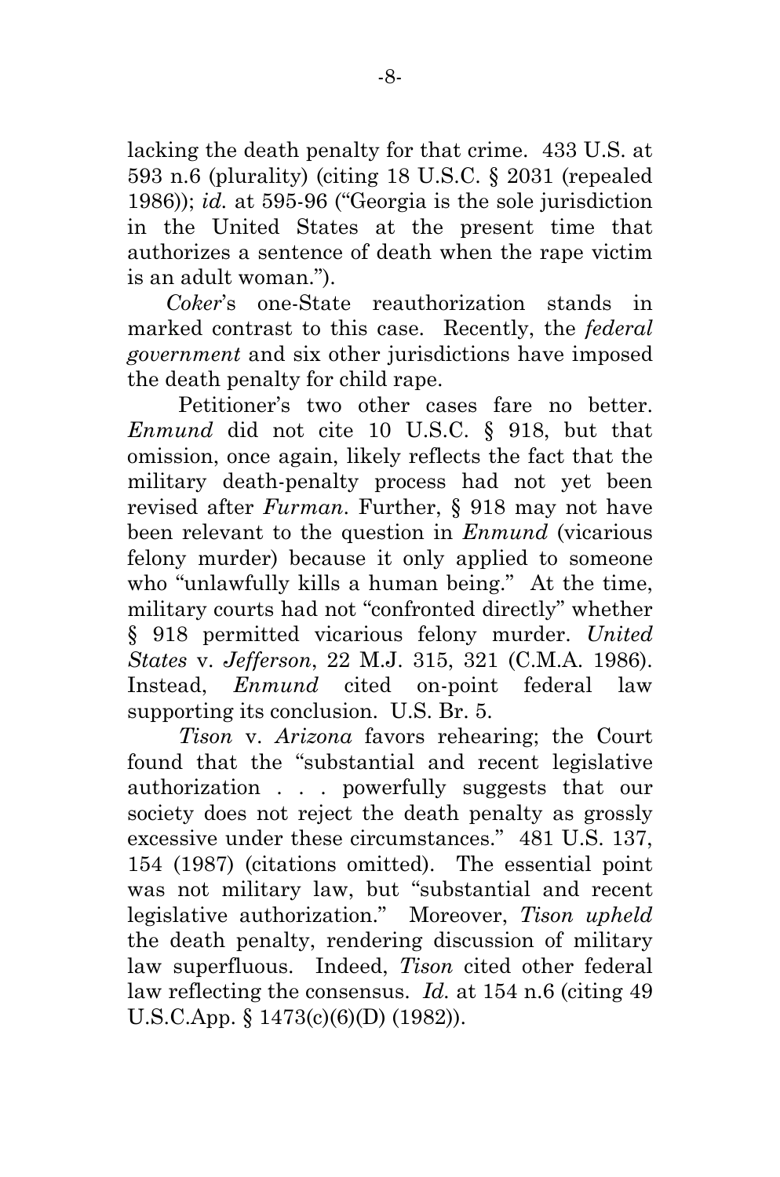lacking the death penalty for that crime. 433 U.S. at 593 n.6 (plurality) (citing 18 U.S.C. § 2031 (repealed 1986)); *id.* at 595-96 ("Georgia is the sole jurisdiction in the United States at the present time that authorizes a sentence of death when the rape victim is an adult woman.").

*Coker*'s one-State reauthorization stands in marked contrast to this case. Recently, the *federal government* and six other jurisdictions have imposed the death penalty for child rape.

Petitioner's two other cases fare no better. *Enmund* did not cite 10 U.S.C. § 918, but that omission, once again, likely reflects the fact that the military death-penalty process had not yet been revised after *Furman*. Further, § 918 may not have been relevant to the question in *Enmund* (vicarious felony murder) because it only applied to someone who "unlawfully kills a human being." At the time, military courts had not "confronted directly" whether § 918 permitted vicarious felony murder. *United States* v. *Jefferson*, 22 M.J. 315, 321 (C.M.A. 1986). Instead, *Enmund* cited on-point federal law supporting its conclusion. U.S. Br. 5.

*Tison* v. *Arizona* favors rehearing; the Court found that the "substantial and recent legislative authorization . . . powerfully suggests that our society does not reject the death penalty as grossly excessive under these circumstances." 481 U.S. 137, 154 (1987) (citations omitted). The essential point was not military law, but "substantial and recent legislative authorization." Moreover, *Tison upheld* the death penalty, rendering discussion of military law superfluous. Indeed, *Tison* cited other federal law reflecting the consensus. *Id.* at 154 n.6 (citing 49 U.S.C.App. § 1473(c)(6)(D) (1982)).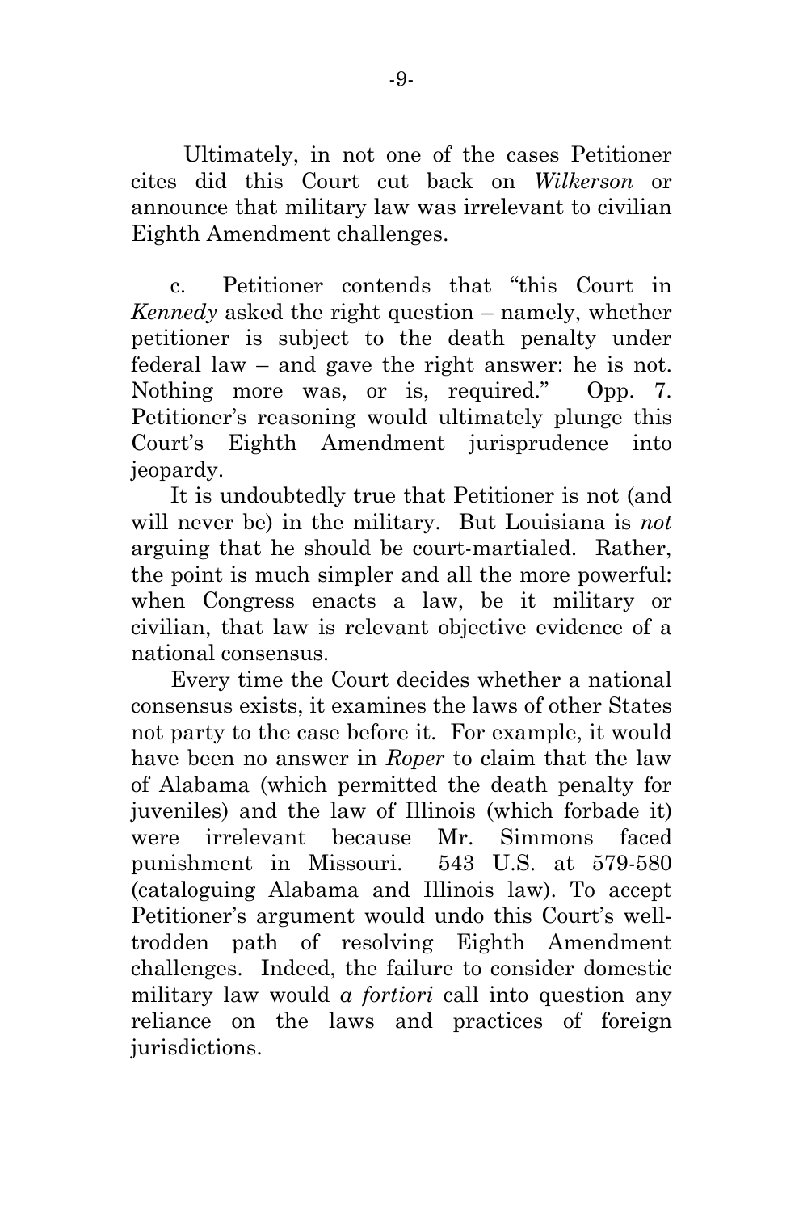Ultimately, in not one of the cases Petitioner cites did this Court cut back on *Wilkerson* or announce that military law was irrelevant to civilian Eighth Amendment challenges.

c. Petitioner contends that "this Court in *Kennedy* asked the right question – namely, whether petitioner is subject to the death penalty under federal law – and gave the right answer: he is not. Nothing more was, or is, required." Opp. 7. Petitioner's reasoning would ultimately plunge this Court's Eighth Amendment jurisprudence into jeopardy.

It is undoubtedly true that Petitioner is not (and will never be) in the military. But Louisiana is *not* arguing that he should be court-martialed. Rather, the point is much simpler and all the more powerful: when Congress enacts a law, be it military or civilian, that law is relevant objective evidence of a national consensus.

Every time the Court decides whether a national consensus exists, it examines the laws of other States not party to the case before it. For example, it would have been no answer in *Roper* to claim that the law of Alabama (which permitted the death penalty for juveniles) and the law of Illinois (which forbade it) were irrelevant because Mr. Simmons faced punishment in Missouri. 543 U.S. at 579-580 (cataloguing Alabama and Illinois law). To accept Petitioner's argument would undo this Court's well-trodden path of resolving Eighth Amendment challenges. Indeed, the failure to consider domestic military law would *a fortiori* call into question any reliance on the laws and practices of foreign jurisdictions.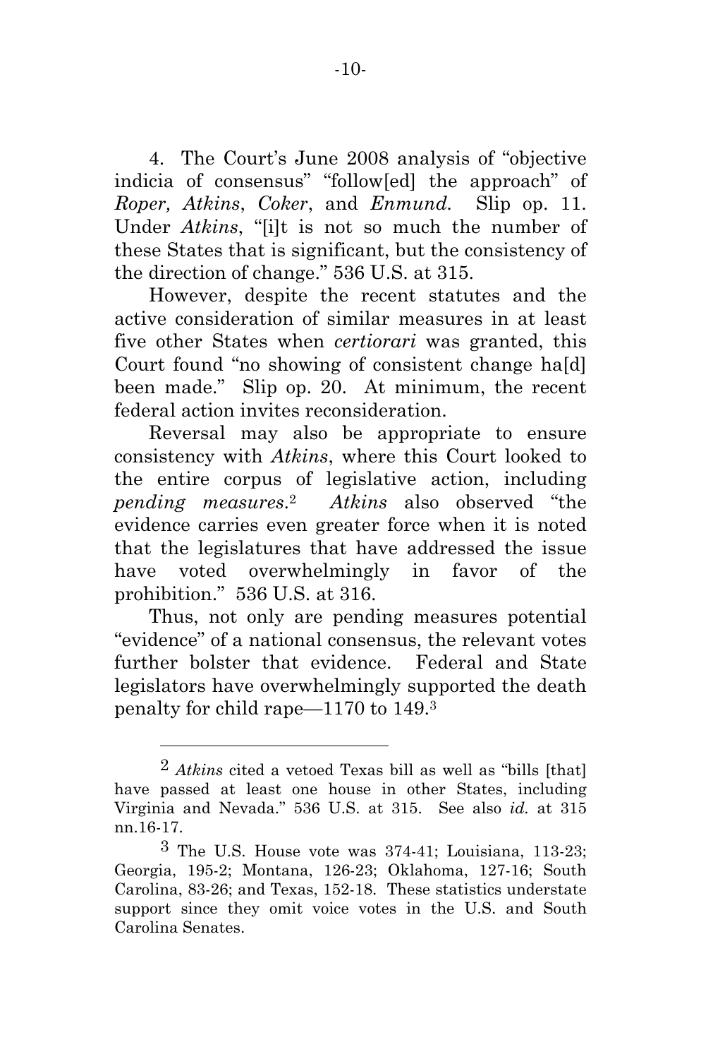4. The Court's June 2008 analysis of "objective indicia of consensus" "follow[ed] the approach" of *Roper, Atkins*, *Coker*, and *Enmund*. Slip op. 11. Under *Atkins*, "[i]t is not so much the number of these States that is significant, but the consistency of the direction of change." 536 U.S. at 315.

However, despite the recent statutes and the active consideration of similar measures in at least five other States when *certiorari* was granted, this Court found "no showing of consistent change ha[d] been made." Slip op. 20. At minimum, the recent federal action invites reconsideration.

Reversal may also be appropriate to ensure consistency with *Atkins*, where this Court looked to the entire corpus of legislative action, including *pending measures*.[2] *Atkins* also observed "the evidence carries even greater force when it is noted that the legislatures that have addressed the issue have voted overwhelmingly in favor of the prohibition." 536 U.S. at 316.

Thus, not only are pending measures potential "evidence" of a national consensus, the relevant votes further bolster that evidence. Federal and State legislators have overwhelmingly supported the death penalty for child rape—1170 to 149.[3]

---

[2] *Atkins* cited a vetoed Texas bill as well as "bills [that] have passed at least one house in other States, including Virginia and Nevada." 536 U.S. at 315. See also *id.* at 315 nn.16-17.

[3] The U.S. House vote was 374-41; Louisiana, 113-23; Georgia, 195-2; Montana, 126-23; Oklahoma, 127-16; South Carolina, 83-26; and Texas, 152-18. These statistics understate support since they omit voice votes in the U.S. and South Carolina Senates.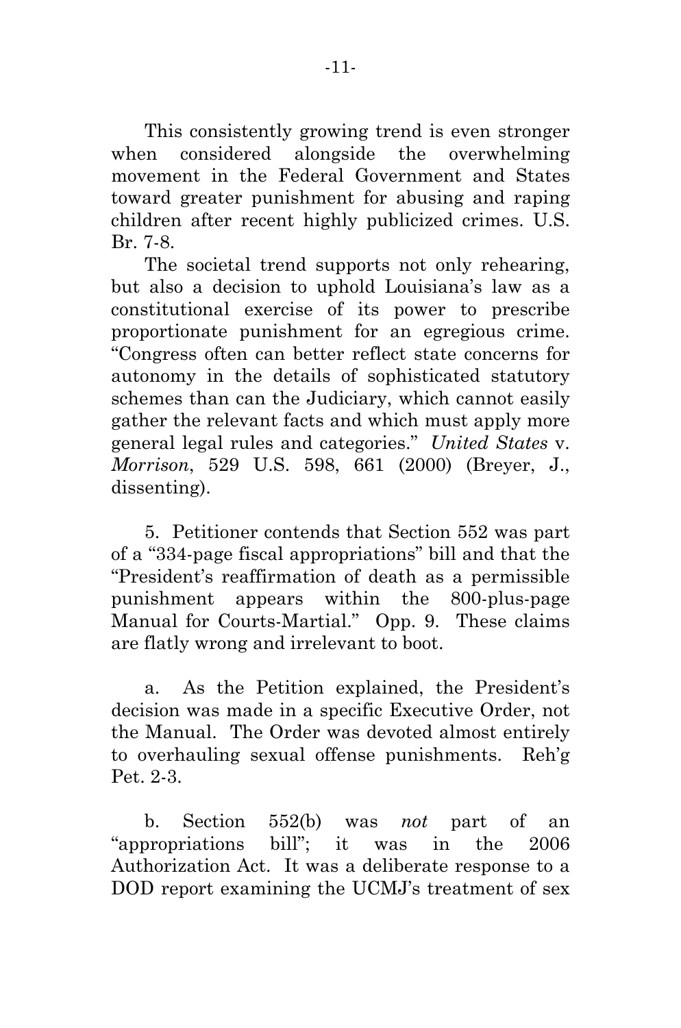This consistently growing trend is even stronger when considered alongside the overwhelming movement in the Federal Government and States toward greater punishment for abusing and raping children after recent highly publicized crimes. U.S. Br. 7-8.

The societal trend supports not only rehearing, but also a decision to uphold Louisiana's law as a constitutional exercise of its power to prescribe proportionate punishment for an egregious crime. "Congress often can better reflect state concerns for autonomy in the details of sophisticated statutory schemes than can the Judiciary, which cannot easily gather the relevant facts and which must apply more general legal rules and categories." *United States* v. *Morrison*, 529 U.S. 598, 661 (2000) (Breyer, J., dissenting).

5. Petitioner contends that Section 552 was part of a "334-page fiscal appropriations" bill and that the "President's reaffirmation of death as a permissible punishment appears within the 800-plus-page Manual for Courts-Martial." Opp. 9. These claims are flatly wrong and irrelevant to boot.

a. As the Petition explained, the President's decision was made in a specific Executive Order, not the Manual. The Order was devoted almost entirely to overhauling sexual offense punishments. Reh'g Pet. 2-3.

b. Section 552(b) was *not* part of an "appropriations bill"; it was in the 2006 Authorization Act. It was a deliberate response to a DOD report examining the UCMJ's treatment of sex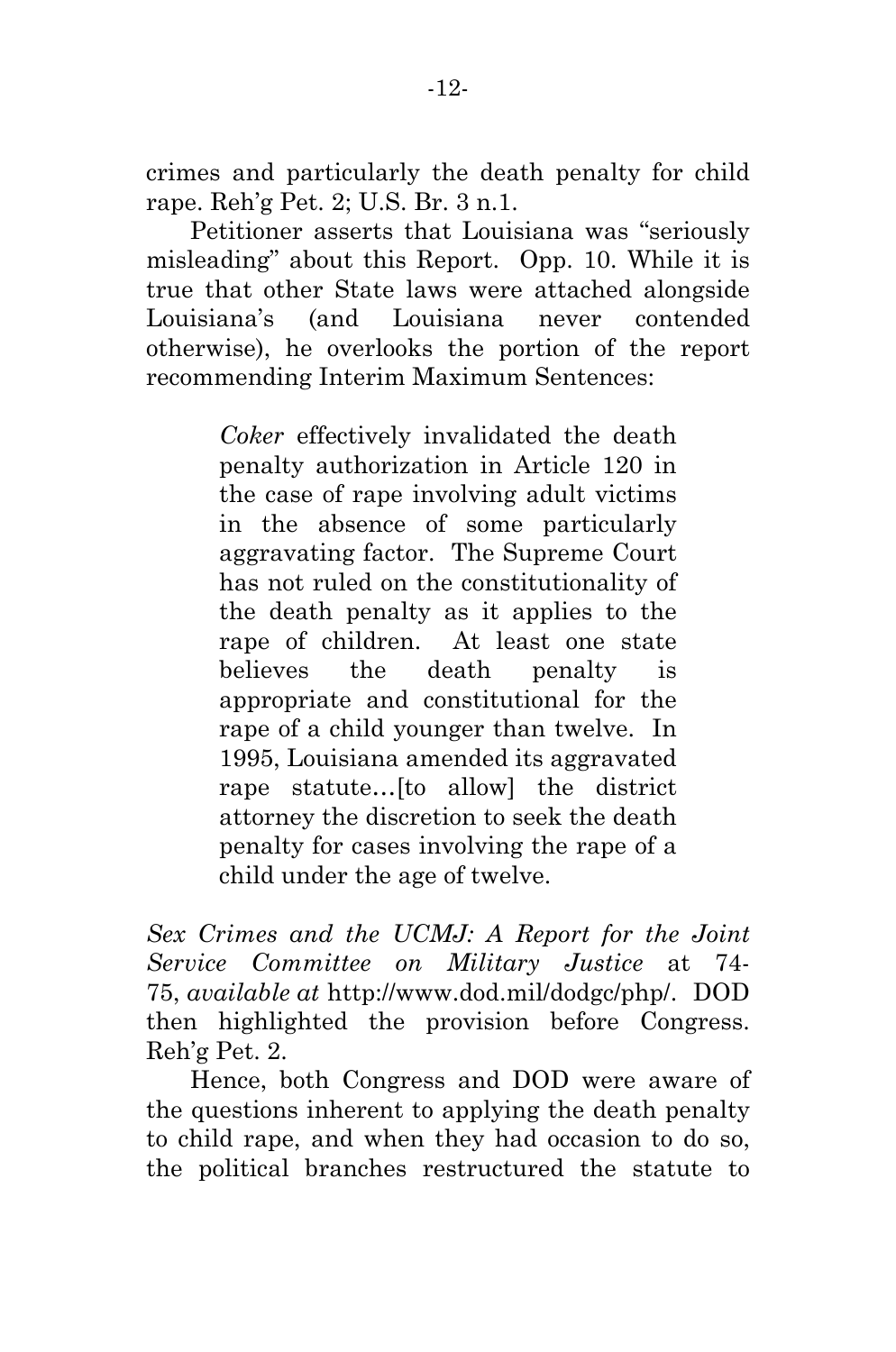crimes and particularly the death penalty for child rape. Reh'g Pet. 2; U.S. Br. 3 n.1.

Petitioner asserts that Louisiana was "seriously misleading" about this Report. Opp. 10. While it is true that other State laws were attached alongside Louisiana's (and Louisiana never contended otherwise), he overlooks the portion of the report recommending Interim Maximum Sentences:

> *Coker* effectively invalidated the death penalty authorization in Article 120 in the case of rape involving adult victims in the absence of some particularly aggravating factor. The Supreme Court has not ruled on the constitutionality of the death penalty as it applies to the rape of children. At least one state believes the death penalty is appropriate and constitutional for the rape of a child younger than twelve. In 1995, Louisiana amended its aggravated rape statute…[to allow] the district attorney the discretion to seek the death penalty for cases involving the rape of a child under the age of twelve.

*Sex Crimes and the UCMJ: A Report for the Joint Service Committee on Military Justice* at 74-75, *available at* http://www.dod.mil/dodgc/php/. DOD then highlighted the provision before Congress. Reh'g Pet. 2.

Hence, both Congress and DOD were aware of the questions inherent to applying the death penalty to child rape, and when they had occasion to do so, the political branches restructured the statute to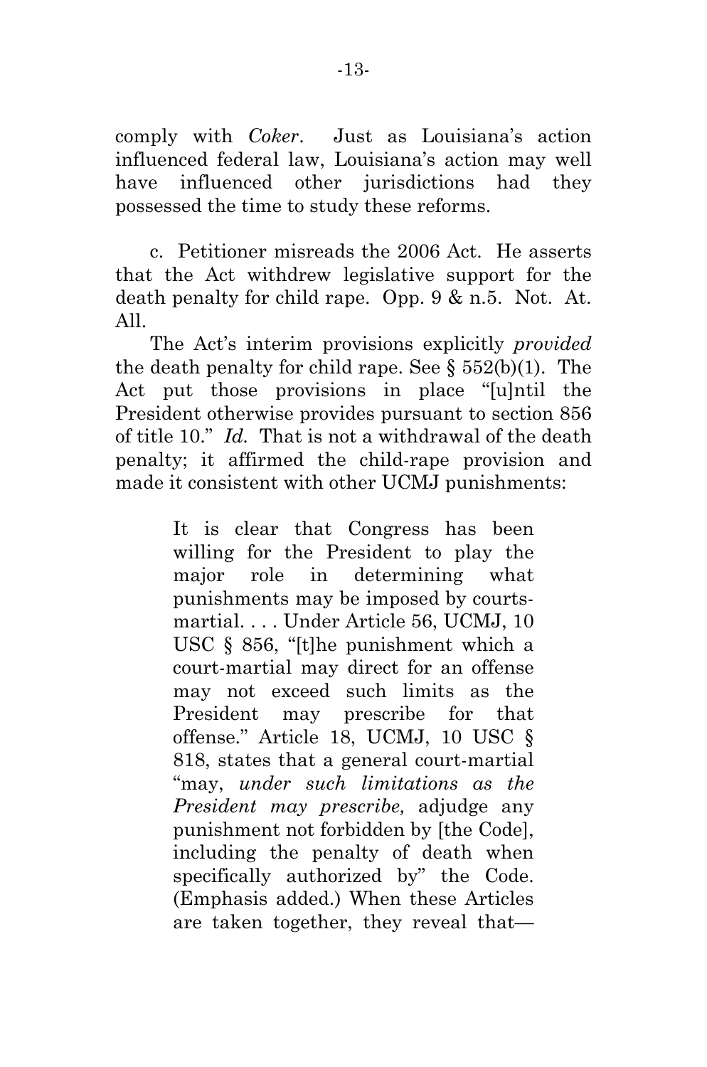comply with *Coker*. Just as Louisiana's action influenced federal law, Louisiana's action may well have influenced other jurisdictions had they possessed the time to study these reforms.

c. Petitioner misreads the 2006 Act. He asserts that the Act withdrew legislative support for the death penalty for child rape. Opp. 9 & n.5. Not. At. All.

The Act's interim provisions explicitly *provided* the death penalty for child rape. See § 552(b)(1). The Act put those provisions in place "[u]ntil the President otherwise provides pursuant to section 856 of title 10." *Id.* That is not a withdrawal of the death penalty; it affirmed the child-rape provision and made it consistent with other UCMJ punishments:

> It is clear that Congress has been willing for the President to play the major role in determining what punishments may be imposed by courts-martial. . . . Under Article 56, UCMJ, 10 USC § 856, "[t]he punishment which a court-martial may direct for an offense may not exceed such limits as the President may prescribe for that offense." Article 18, UCMJ, 10 USC § 818, states that a general court-martial "may, *under such limitations as the President may prescribe,* adjudge any punishment not forbidden by [the Code], including the penalty of death when specifically authorized by" the Code. (Emphasis added.) When these Articles are taken together, they reveal that—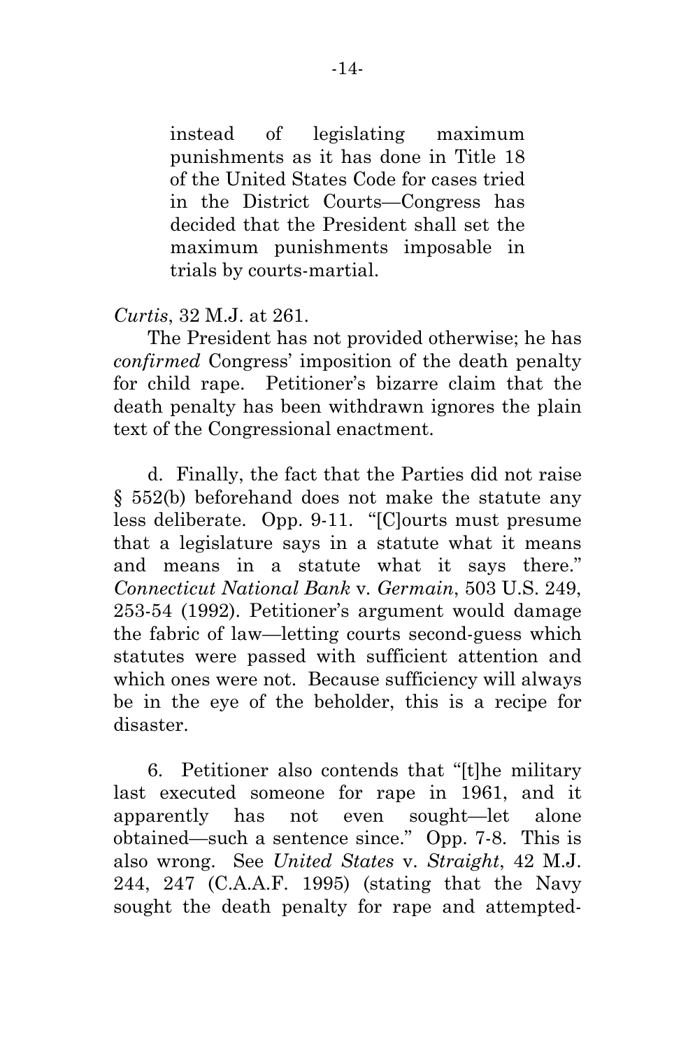> instead of legislating maximum punishments as it has done in Title 18 of the United States Code for cases tried in the District Courts—Congress has decided that the President shall set the maximum punishments imposable in trials by courts-martial.

*Curtis*, 32 M.J. at 261.

The President has not provided otherwise; he has *confirmed* Congress' imposition of the death penalty for child rape. Petitioner's bizarre claim that the death penalty has been withdrawn ignores the plain text of the Congressional enactment.

d. Finally, the fact that the Parties did not raise § 552(b) beforehand does not make the statute any less deliberate. Opp. 9-11. "[C]ourts must presume that a legislature says in a statute what it means and means in a statute what it says there." *Connecticut National Bank* v. *Germain*, 503 U.S. 249, 253-54 (1992). Petitioner's argument would damage the fabric of law—letting courts second-guess which statutes were passed with sufficient attention and which ones were not. Because sufficiency will always be in the eye of the beholder, this is a recipe for disaster.

6. Petitioner also contends that "[t]he military last executed someone for rape in 1961, and it apparently has not even sought—let alone obtained—such a sentence since." Opp. 7-8. This is also wrong. See *United States* v. *Straight*, 42 M.J. 244, 247 (C.A.A.F. 1995) (stating that the Navy sought the death penalty for rape and attempted-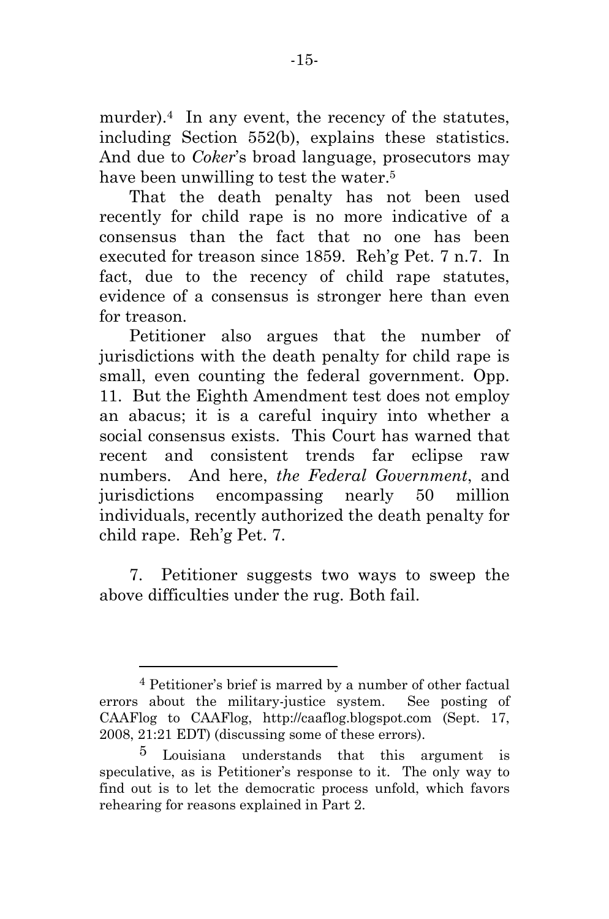murder).[4] In any event, the recency of the statutes, including Section 552(b), explains these statistics. And due to *Coker*'s broad language, prosecutors may have been unwilling to test the water.[5]

That the death penalty has not been used recently for child rape is no more indicative of a consensus than the fact that no one has been executed for treason since 1859. Reh'g Pet. 7 n.7. In fact, due to the recency of child rape statutes, evidence of a consensus is stronger here than even for treason.

Petitioner also argues that the number of jurisdictions with the death penalty for child rape is small, even counting the federal government. Opp. 11. But the Eighth Amendment test does not employ an abacus; it is a careful inquiry into whether a social consensus exists. This Court has warned that recent and consistent trends far eclipse raw numbers. And here, *the Federal Government*, and jurisdictions encompassing nearly 50 million individuals, recently authorized the death penalty for child rape. Reh'g Pet. 7.

7. Petitioner suggests two ways to sweep the above difficulties under the rug. Both fail.

---

[4] Petitioner's brief is marred by a number of other factual errors about the military-justice system. See posting of CAAFlog to CAAFlog, http://caaflog.blogspot.com (Sept. 17, 2008, 21:21 EDT) (discussing some of these errors).

[5] Louisiana understands that this argument is speculative, as is Petitioner's response to it. The only way to find out is to let the democratic process unfold, which favors rehearing for reasons explained in Part 2.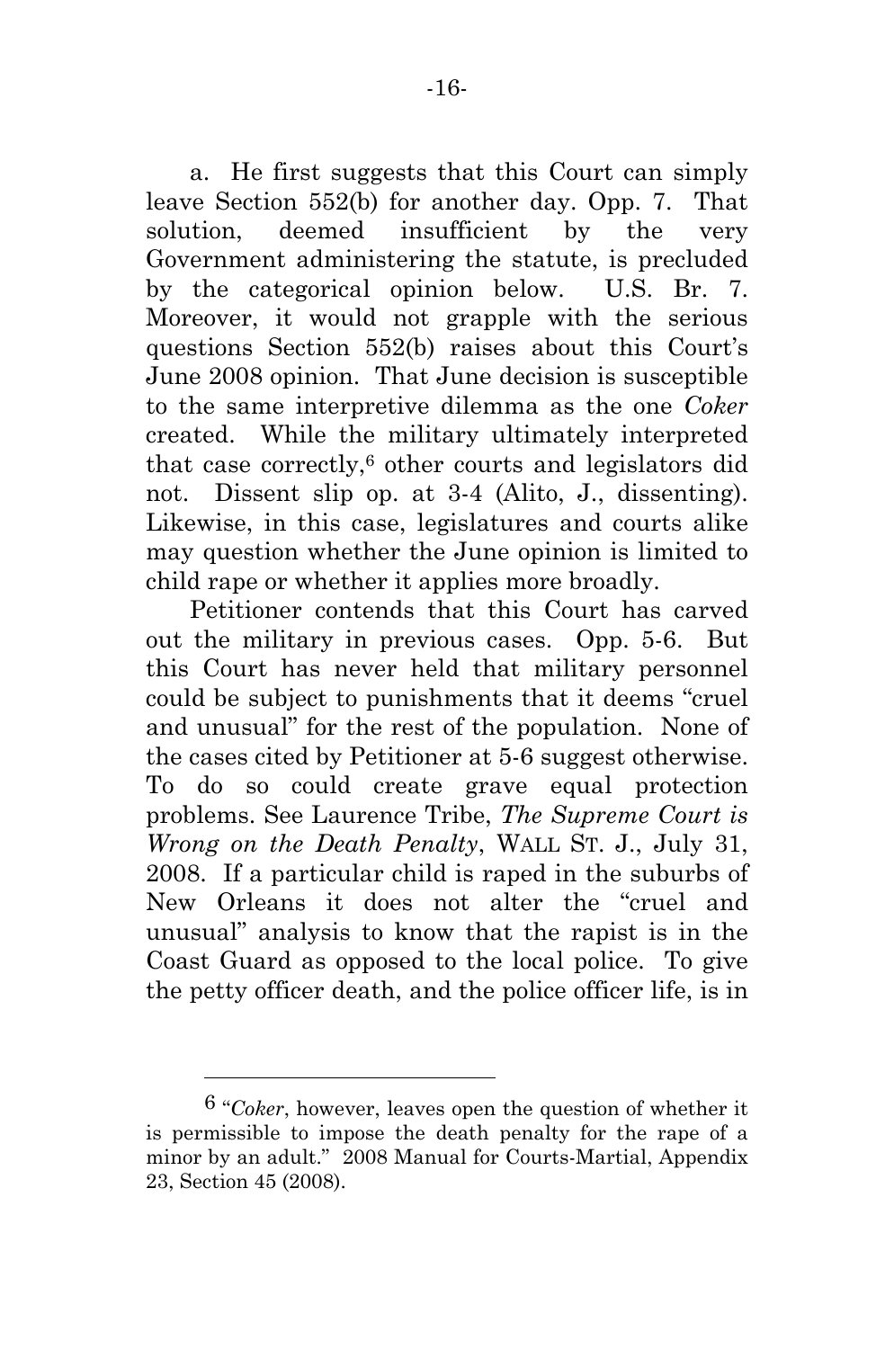a. He first suggests that this Court can simply leave Section 552(b) for another day. Opp. 7. That solution, deemed insufficient by the very Government administering the statute, is precluded by the categorical opinion below. U.S. Br. 7. Moreover, it would not grapple with the serious questions Section 552(b) raises about this Court's June 2008 opinion. That June decision is susceptible to the same interpretive dilemma as the one *Coker* created. While the military ultimately interpreted that case correctly,[6] other courts and legislators did not. Dissent slip op. at 3-4 (Alito, J., dissenting). Likewise, in this case, legislatures and courts alike may question whether the June opinion is limited to child rape or whether it applies more broadly.

Petitioner contends that this Court has carved out the military in previous cases. Opp. 5-6. But this Court has never held that military personnel could be subject to punishments that it deems "cruel and unusual" for the rest of the population. None of the cases cited by Petitioner at 5-6 suggest otherwise. To do so could create grave equal protection problems. See Laurence Tribe, *The Supreme Court is Wrong on the Death Penalty*, WALL ST. J., July 31, 2008. If a particular child is raped in the suburbs of New Orleans it does not alter the "cruel and unusual" analysis to know that the rapist is in the Coast Guard as opposed to the local police. To give the petty officer death, and the police officer life, is in

---

[6] "*Coker*, however, leaves open the question of whether it is permissible to impose the death penalty for the rape of a minor by an adult." 2008 Manual for Courts-Martial, Appendix 23, Section 45 (2008).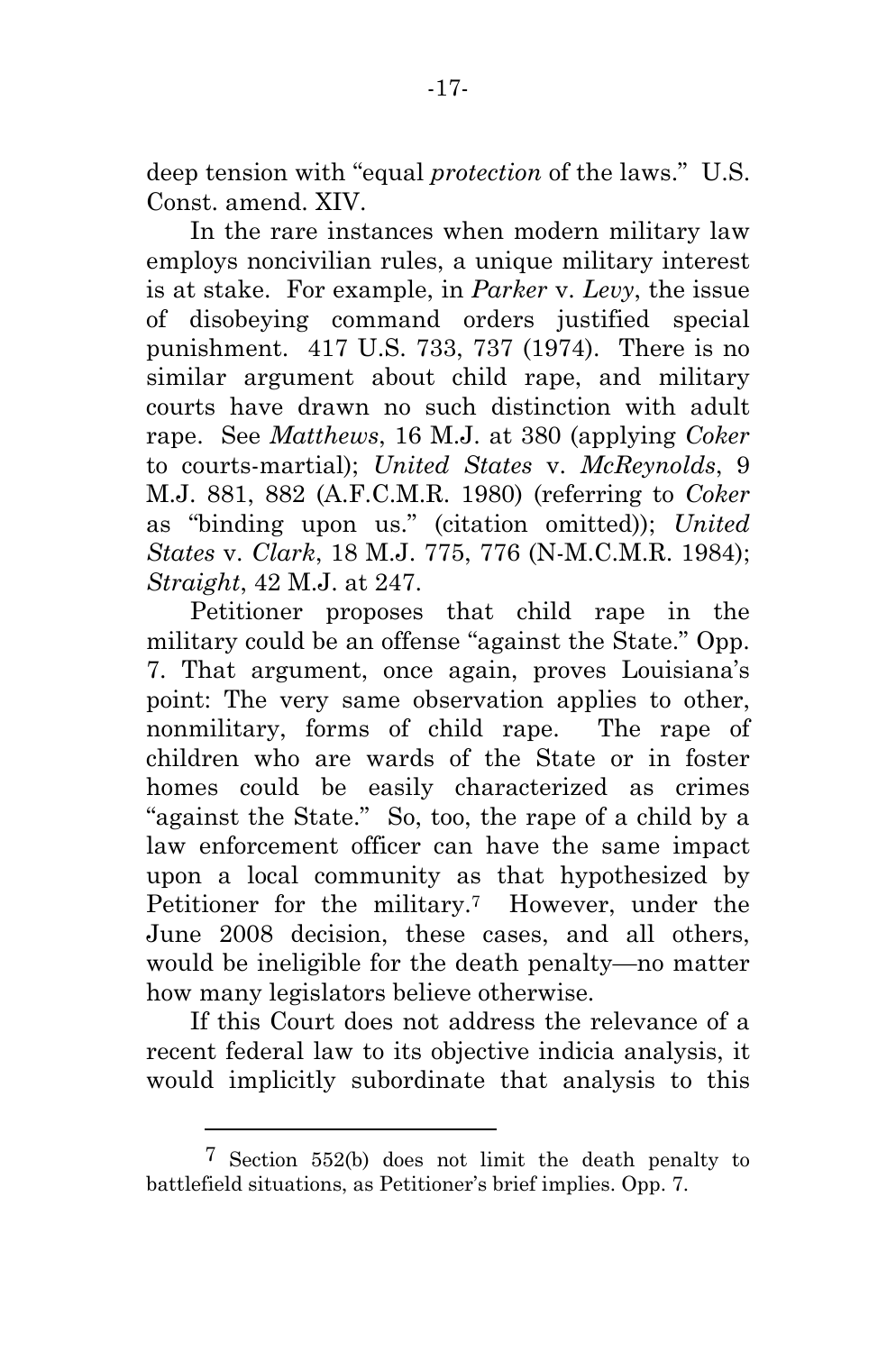deep tension with "equal *protection* of the laws." U.S. Const. amend. XIV.

In the rare instances when modern military law employs noncivilian rules, a unique military interest is at stake. For example, in *Parker* v. *Levy*, the issue of disobeying command orders justified special punishment. 417 U.S. 733, 737 (1974). There is no similar argument about child rape, and military courts have drawn no such distinction with adult rape. See *Matthews*, 16 M.J. at 380 (applying *Coker* to courts-martial); *United States* v. *McReynolds*, 9 M.J. 881, 882 (A.F.C.M.R. 1980) (referring to *Coker* as "binding upon us." (citation omitted)); *United States* v. *Clark*, 18 M.J. 775, 776 (N-M.C.M.R. 1984); *Straight*, 42 M.J. at 247.

Petitioner proposes that child rape in the military could be an offense "against the State." Opp. 7. That argument, once again, proves Louisiana's point: The very same observation applies to other, nonmilitary, forms of child rape. The rape of children who are wards of the State or in foster homes could be easily characterized as crimes "against the State." So, too, the rape of a child by a law enforcement officer can have the same impact upon a local community as that hypothesized by Petitioner for the military.[7] However, under the June 2008 decision, these cases, and all others, would be ineligible for the death penalty—no matter how many legislators believe otherwise.

If this Court does not address the relevance of a recent federal law to its objective indicia analysis, it would implicitly subordinate that analysis to this

[7] Section 552(b) does not limit the death penalty to battlefield situations, as Petitioner's brief implies. Opp. 7.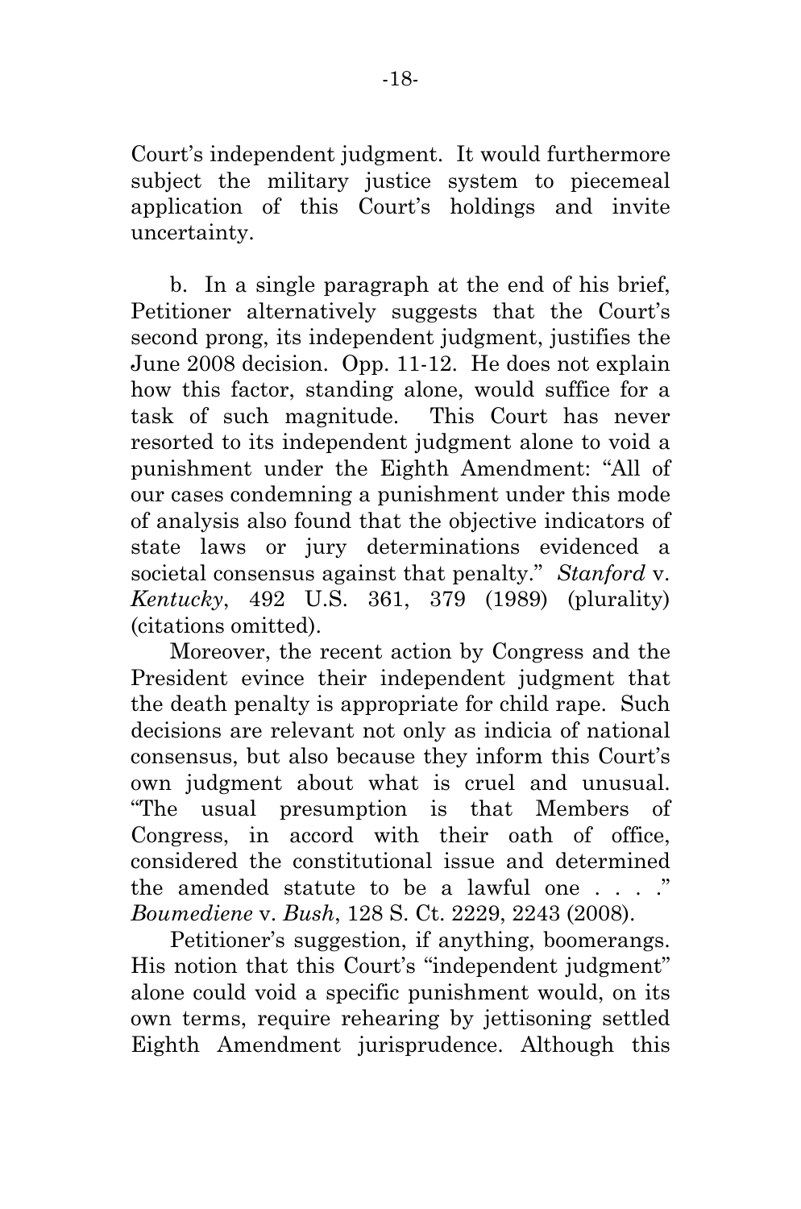Court's independent judgment. It would furthermore subject the military justice system to piecemeal application of this Court's holdings and invite uncertainty.

b. In a single paragraph at the end of his brief, Petitioner alternatively suggests that the Court's second prong, its independent judgment, justifies the June 2008 decision. Opp. 11-12. He does not explain how this factor, standing alone, would suffice for a task of such magnitude. This Court has never resorted to its independent judgment alone to void a punishment under the Eighth Amendment: "All of our cases condemning a punishment under this mode of analysis also found that the objective indicators of state laws or jury determinations evidenced a societal consensus against that penalty." *Stanford* v. *Kentucky*, 492 U.S. 361, 379 (1989) (plurality) (citations omitted).

Moreover, the recent action by Congress and the President evince their independent judgment that the death penalty is appropriate for child rape. Such decisions are relevant not only as indicia of national consensus, but also because they inform this Court's own judgment about what is cruel and unusual. "The usual presumption is that Members of Congress, in accord with their oath of office, considered the constitutional issue and determined the amended statute to be a lawful one . . . ." *Boumediene* v. *Bush*, 128 S. Ct. 2229, 2243 (2008).

Petitioner's suggestion, if anything, boomerangs. His notion that this Court's "independent judgment" alone could void a specific punishment would, on its own terms, require rehearing by jettisoning settled Eighth Amendment jurisprudence. Although this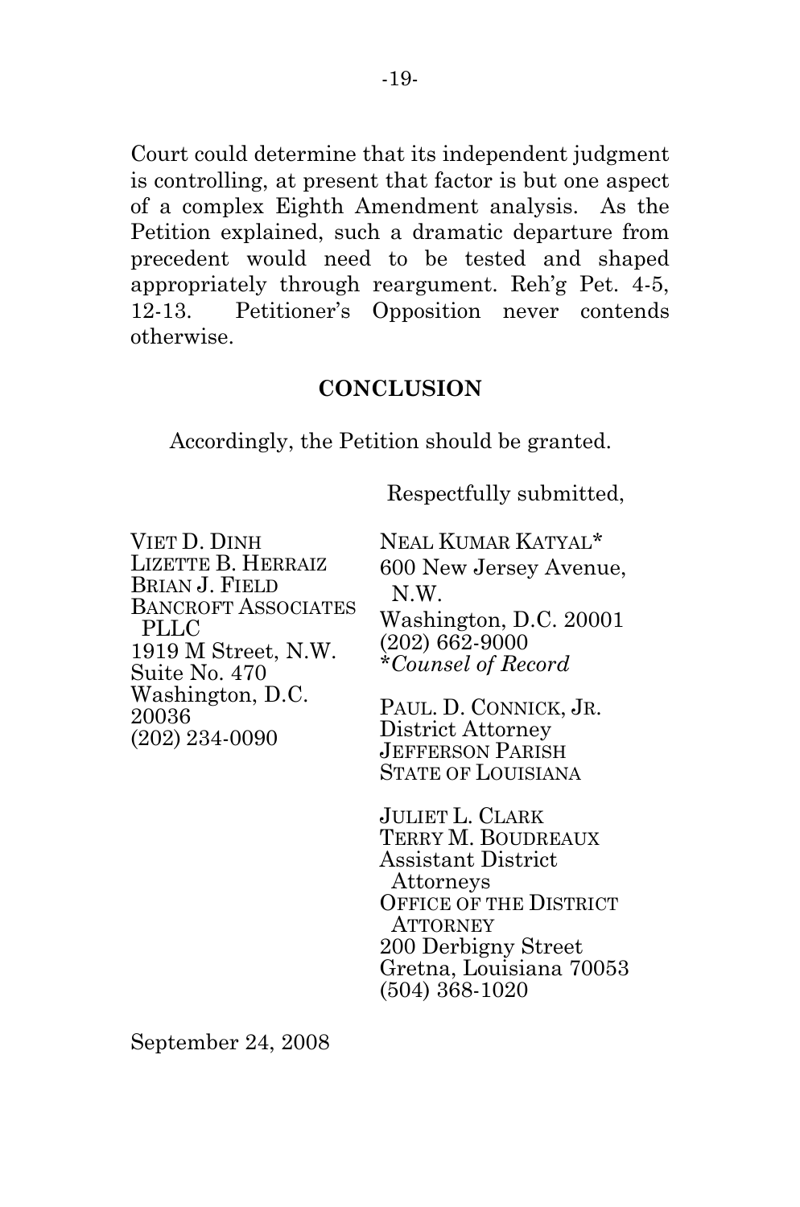Court could determine that its independent judgment is controlling, at present that factor is but one aspect of a complex Eighth Amendment analysis. As the Petition explained, such a dramatic departure from precedent would need to be tested and shaped appropriately through reargument. Reh'g Pet. 4-5, 12-13. Petitioner's Opposition never contends otherwise.

## CONCLUSION

Accordingly, the Petition should be granted.

Respectfully submitted,

VIET D. DINH
LIZETTE B. HERRAIZ
BRIAN J. FIELD
BANCROFT ASSOCIATES PLLC
1919 M Street, N.W.
Suite No. 470
Washington, D.C. 20036
(202) 234-0090

NEAL KUMAR KATYAL*
600 New Jersey Avenue, N.W.
Washington, D.C. 20001
(202) 662-9000
**Counsel of Record*

PAUL. D. CONNICK, JR.
District Attorney
JEFFERSON PARISH
STATE OF LOUISIANA

JULIET L. CLARK
TERRY M. BOUDREAUX
Assistant District Attorneys
OFFICE OF THE DISTRICT ATTORNEY
200 Derbigny Street
Gretna, Louisiana 70053
(504) 368-1020

September 24, 2008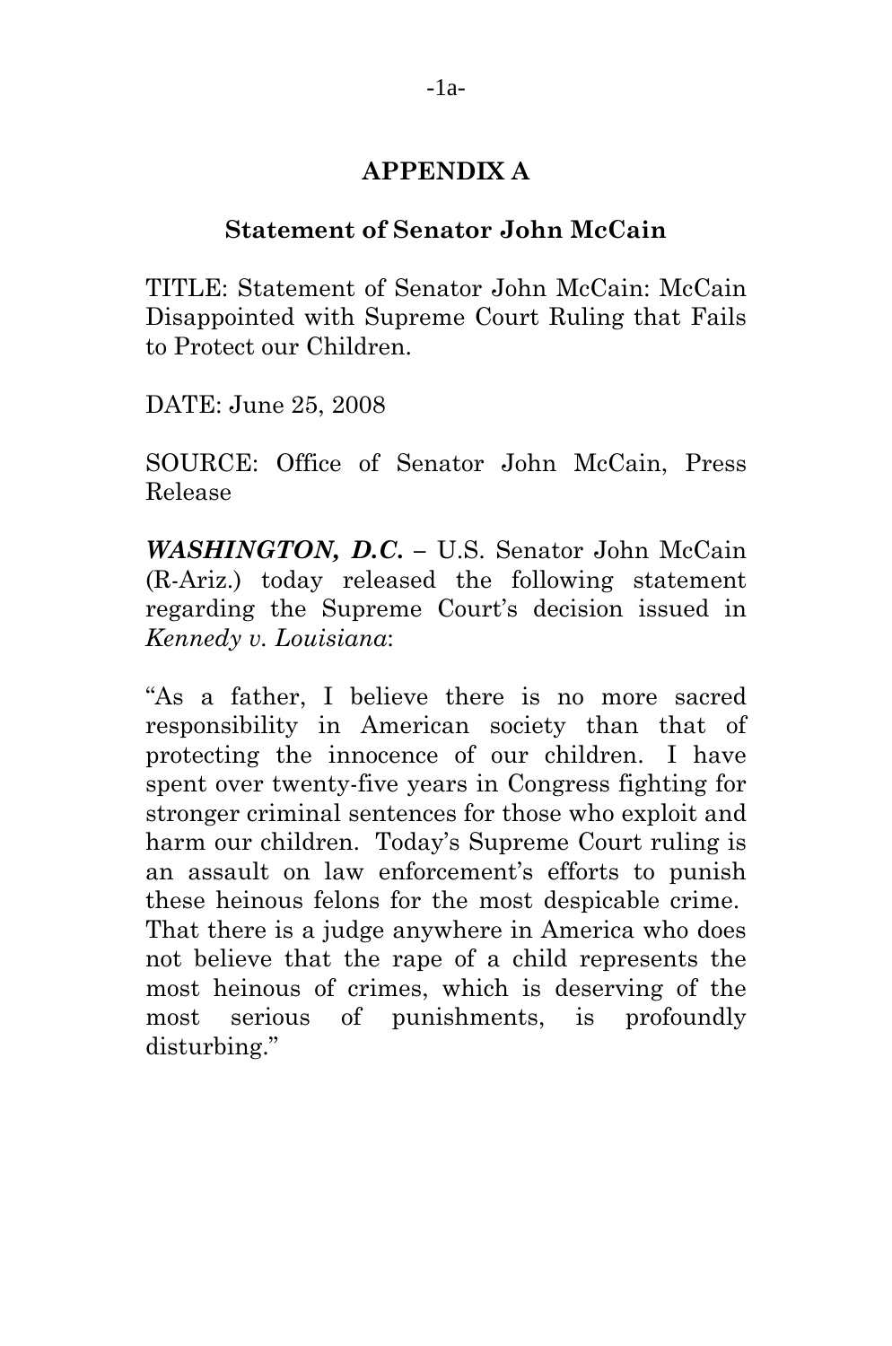## APPENDIX A

### Statement of Senator John McCain

TITLE: Statement of Senator John McCain: McCain Disappointed with Supreme Court Ruling that Fails to Protect our Children.

DATE: June 25, 2008

SOURCE: Office of Senator John McCain, Press Release

***WASHINGTON, D.C.*** – U.S. Senator John McCain (R-Ariz.) today released the following statement regarding the Supreme Court's decision issued in *Kennedy v. Louisiana*:

"As a father, I believe there is no more sacred responsibility in American society than that of protecting the innocence of our children. I have spent over twenty-five years in Congress fighting for stronger criminal sentences for those who exploit and harm our children. Today's Supreme Court ruling is an assault on law enforcement's efforts to punish these heinous felons for the most despicable crime. That there is a judge anywhere in America who does not believe that the rape of a child represents the most heinous of crimes, which is deserving of the most serious of punishments, is profoundly disturbing."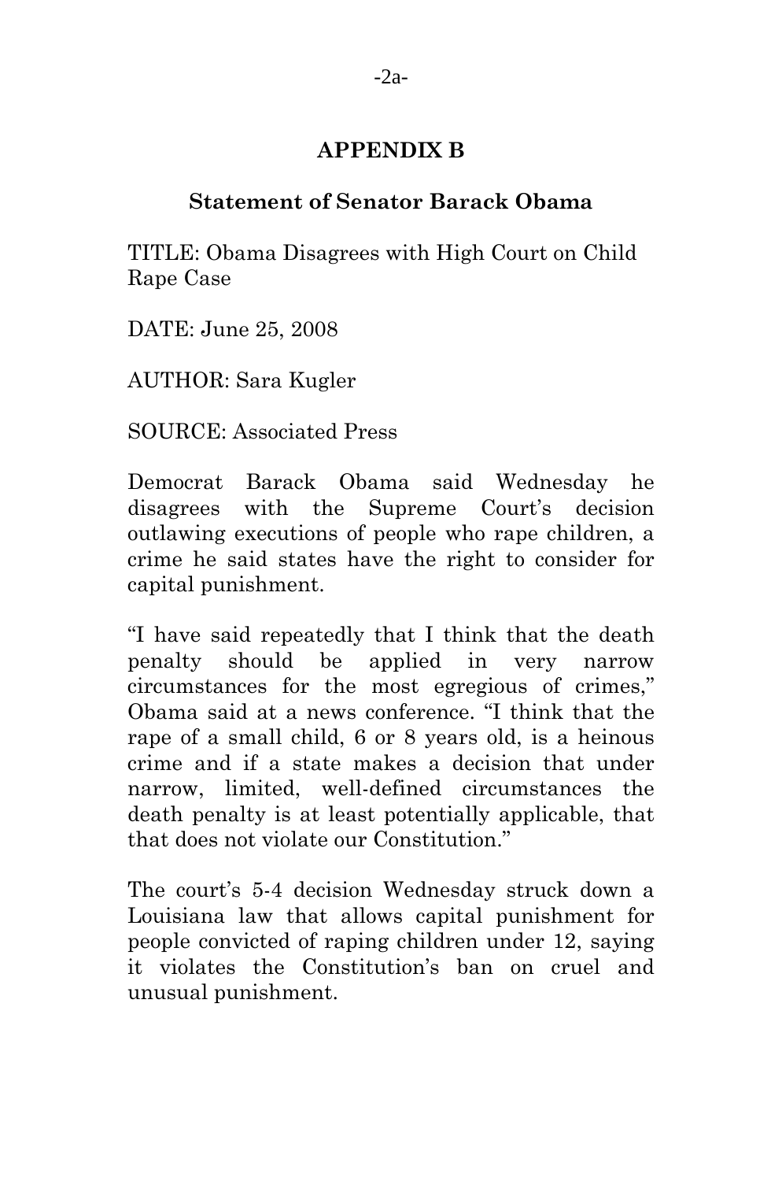## APPENDIX B

### Statement of Senator Barack Obama

TITLE: Obama Disagrees with High Court on Child Rape Case

DATE: June 25, 2008

AUTHOR: Sara Kugler

SOURCE: Associated Press

Democrat Barack Obama said Wednesday he disagrees with the Supreme Court's decision outlawing executions of people who rape children, a crime he said states have the right to consider for capital punishment.

"I have said repeatedly that I think that the death penalty should be applied in very narrow circumstances for the most egregious of crimes," Obama said at a news conference. "I think that the rape of a small child, 6 or 8 years old, is a heinous crime and if a state makes a decision that under narrow, limited, well-defined circumstances the death penalty is at least potentially applicable, that that does not violate our Constitution."

The court's 5-4 decision Wednesday struck down a Louisiana law that allows capital punishment for people convicted of raping children under 12, saying it violates the Constitution's ban on cruel and unusual punishment.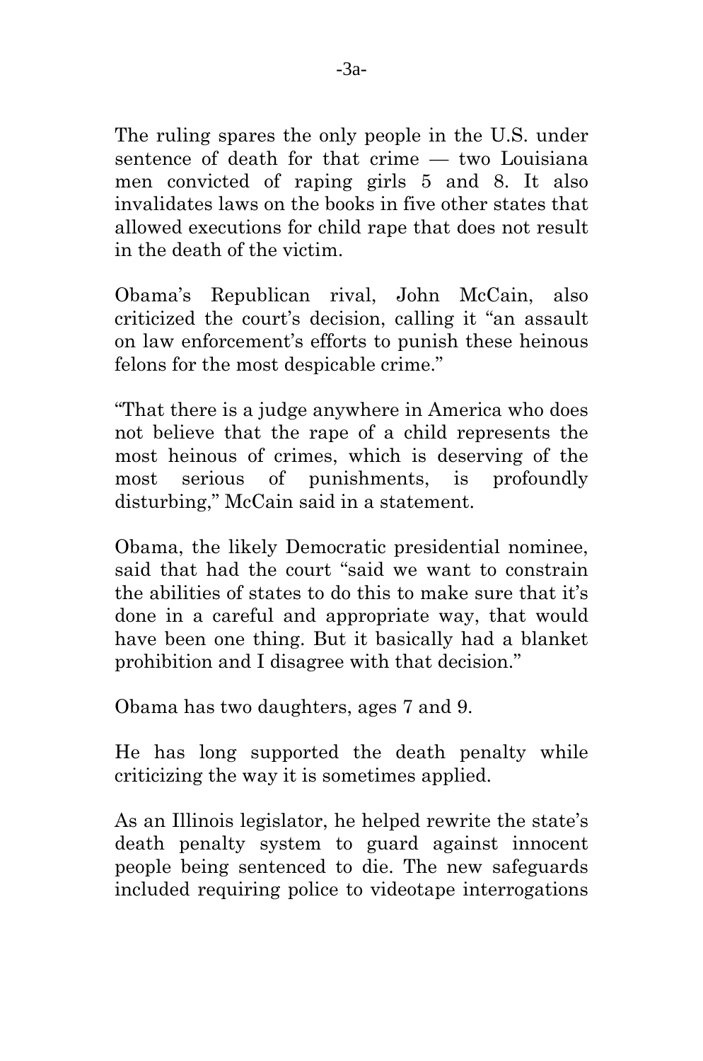The ruling spares the only people in the U.S. under sentence of death for that crime — two Louisiana men convicted of raping girls 5 and 8. It also invalidates laws on the books in five other states that allowed executions for child rape that does not result in the death of the victim.

Obama's Republican rival, John McCain, also criticized the court's decision, calling it "an assault on law enforcement's efforts to punish these heinous felons for the most despicable crime."

"That there is a judge anywhere in America who does not believe that the rape of a child represents the most heinous of crimes, which is deserving of the most serious of punishments, is profoundly disturbing," McCain said in a statement.

Obama, the likely Democratic presidential nominee, said that had the court "said we want to constrain the abilities of states to do this to make sure that it's done in a careful and appropriate way, that would have been one thing. But it basically had a blanket prohibition and I disagree with that decision."

Obama has two daughters, ages 7 and 9.

He has long supported the death penalty while criticizing the way it is sometimes applied.

As an Illinois legislator, he helped rewrite the state's death penalty system to guard against innocent people being sentenced to die. The new safeguards included requiring police to videotape interrogations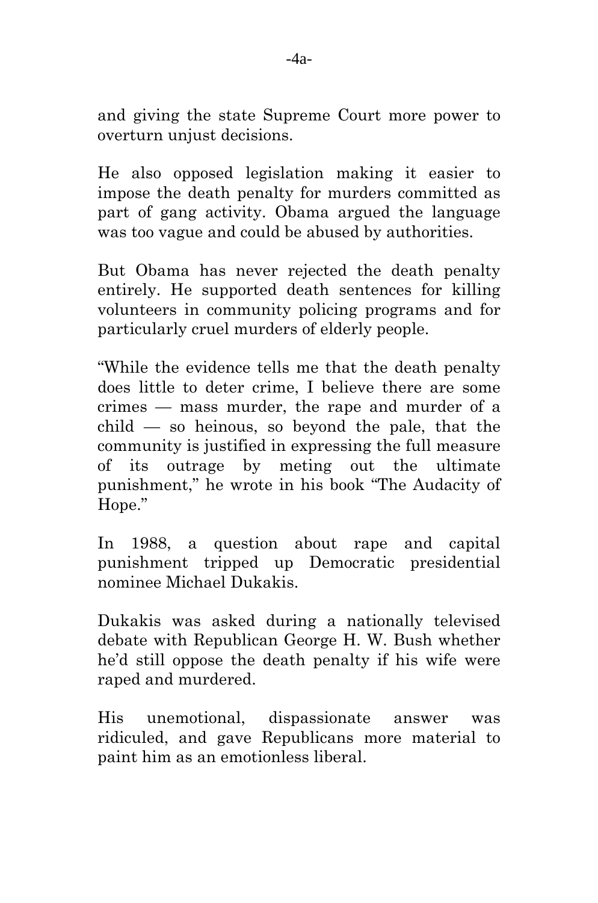and giving the state Supreme Court more power to overturn unjust decisions.

He also opposed legislation making it easier to impose the death penalty for murders committed as part of gang activity. Obama argued the language was too vague and could be abused by authorities.

But Obama has never rejected the death penalty entirely. He supported death sentences for killing volunteers in community policing programs and for particularly cruel murders of elderly people.

"While the evidence tells me that the death penalty does little to deter crime, I believe there are some crimes — mass murder, the rape and murder of a child — so heinous, so beyond the pale, that the community is justified in expressing the full measure of its outrage by meting out the ultimate punishment," he wrote in his book "The Audacity of Hope."

In 1988, a question about rape and capital punishment tripped up Democratic presidential nominee Michael Dukakis.

Dukakis was asked during a nationally televised debate with Republican George H. W. Bush whether he'd still oppose the death penalty if his wife were raped and murdered.

His unemotional, dispassionate answer was ridiculed, and gave Republicans more material to paint him as an emotionless liberal.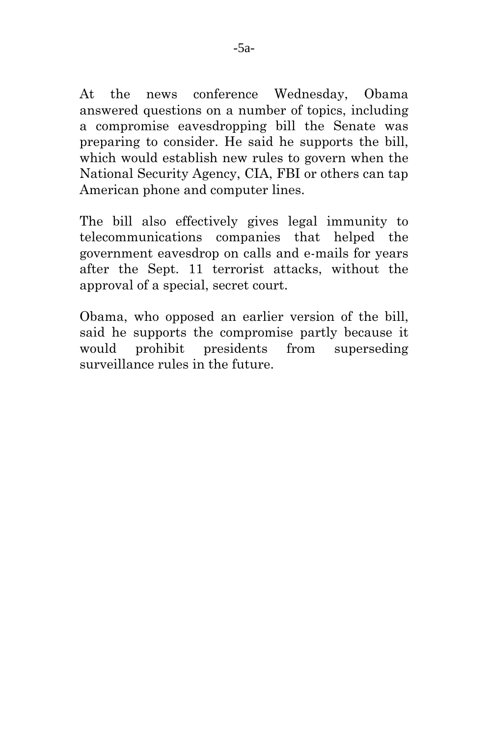At the news conference Wednesday, Obama answered questions on a number of topics, including a compromise eavesdropping bill the Senate was preparing to consider. He said he supports the bill, which would establish new rules to govern when the National Security Agency, CIA, FBI or others can tap American phone and computer lines.

The bill also effectively gives legal immunity to telecommunications companies that helped the government eavesdrop on calls and e-mails for years after the Sept. 11 terrorist attacks, without the approval of a special, secret court.

Obama, who opposed an earlier version of the bill, said he supports the compromise partly because it would prohibit presidents from superseding surveillance rules in the future.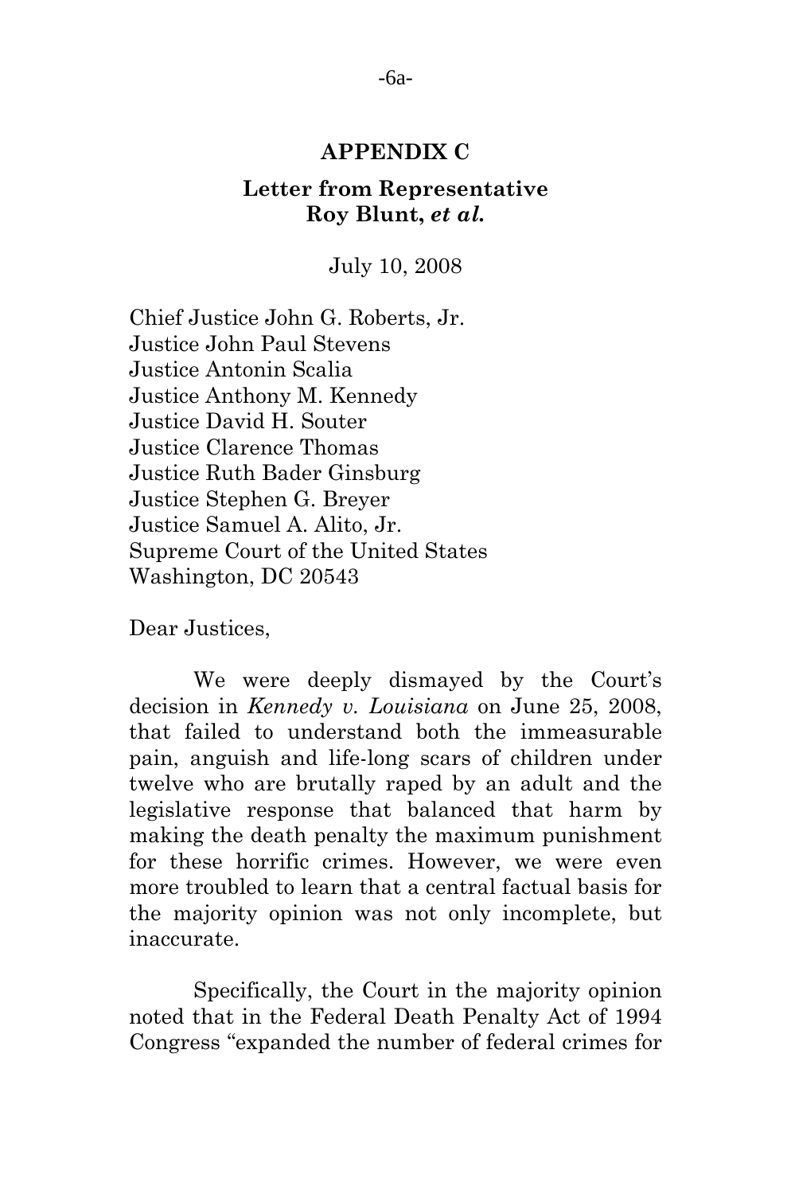## APPENDIX C

### Letter from Representative Roy Blunt, *et al.*

July 10, 2008

Chief Justice John G. Roberts, Jr.
Justice John Paul Stevens
Justice Antonin Scalia
Justice Anthony M. Kennedy
Justice David H. Souter
Justice Clarence Thomas
Justice Ruth Bader Ginsburg
Justice Stephen G. Breyer
Justice Samuel A. Alito, Jr.
Supreme Court of the United States
Washington, DC 20543

Dear Justices,

We were deeply dismayed by the Court's decision in *Kennedy v. Louisiana* on June 25, 2008, that failed to understand both the immeasurable pain, anguish and life-long scars of children under twelve who are brutally raped by an adult and the legislative response that balanced that harm by making the death penalty the maximum punishment for these horrific crimes. However, we were even more troubled to learn that a central factual basis for the majority opinion was not only incomplete, but inaccurate.

Specifically, the Court in the majority opinion noted that in the Federal Death Penalty Act of 1994 Congress "expanded the number of federal crimes for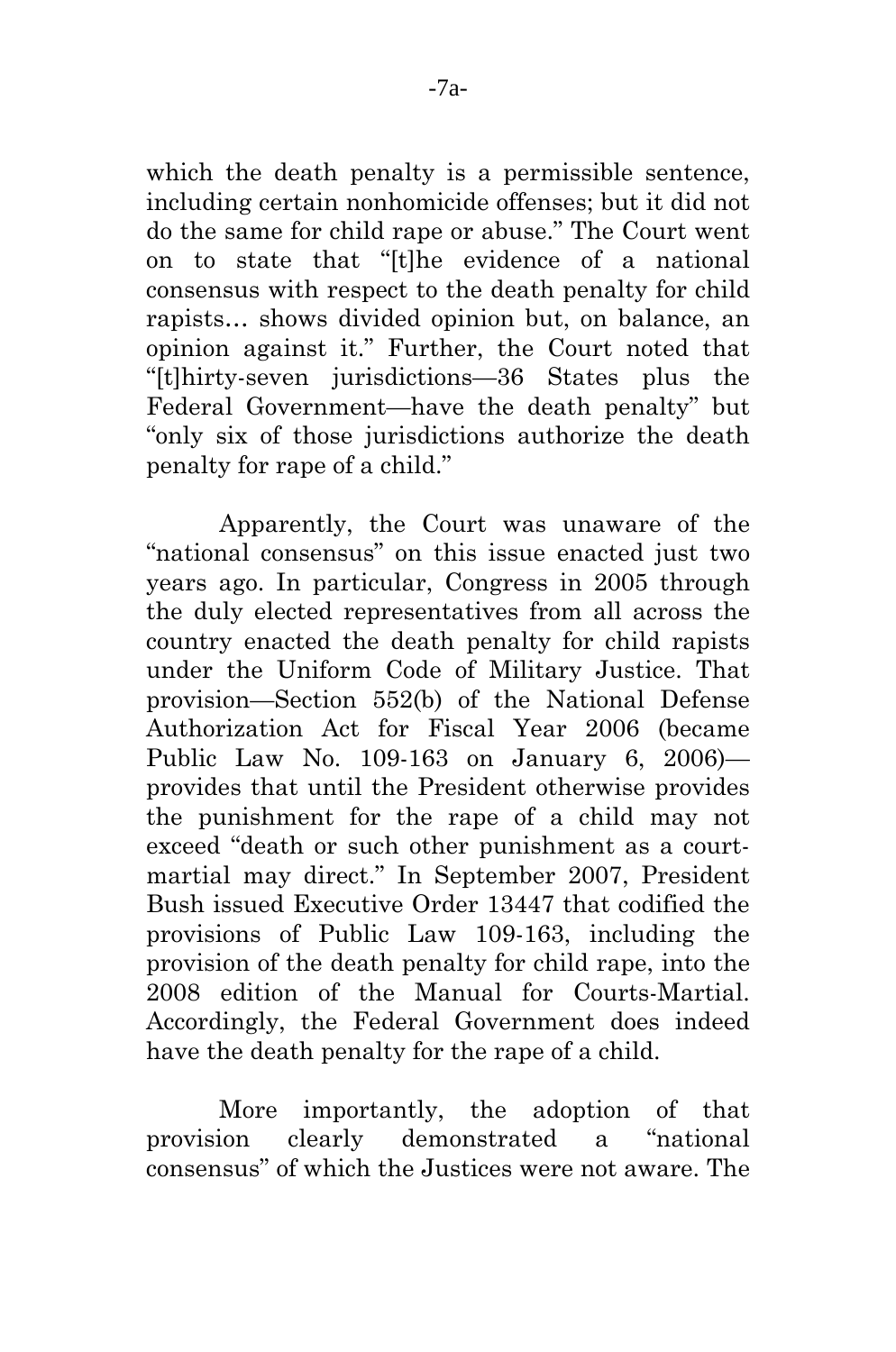which the death penalty is a permissible sentence, including certain nonhomicide offenses; but it did not do the same for child rape or abuse." The Court went on to state that "[t]he evidence of a national consensus with respect to the death penalty for child rapists… shows divided opinion but, on balance, an opinion against it." Further, the Court noted that "[t]hirty-seven jurisdictions—36 States plus the Federal Government—have the death penalty" but "only six of those jurisdictions authorize the death penalty for rape of a child."

Apparently, the Court was unaware of the "national consensus" on this issue enacted just two years ago. In particular, Congress in 2005 through the duly elected representatives from all across the country enacted the death penalty for child rapists under the Uniform Code of Military Justice. That provision—Section 552(b) of the National Defense Authorization Act for Fiscal Year 2006 (became Public Law No. 109-163 on January 6, 2006)—provides that until the President otherwise provides the punishment for the rape of a child may not exceed "death or such other punishment as a court-martial may direct." In September 2007, President Bush issued Executive Order 13447 that codified the provisions of Public Law 109-163, including the provision of the death penalty for child rape, into the 2008 edition of the Manual for Courts-Martial. Accordingly, the Federal Government does indeed have the death penalty for the rape of a child.

More importantly, the adoption of that provision clearly demonstrated a "national consensus" of which the Justices were not aware. The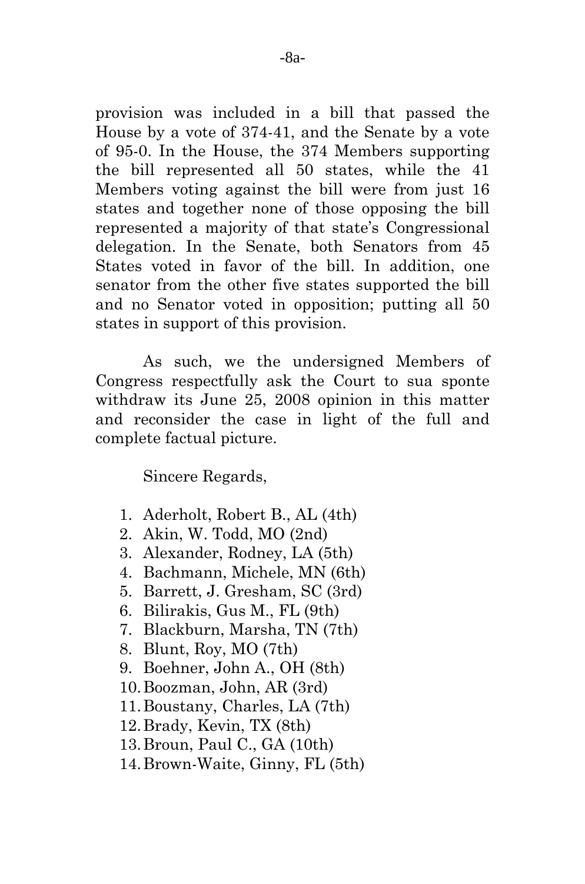provision was included in a bill that passed the House by a vote of 374-41, and the Senate by a vote of 95-0. In the House, the 374 Members supporting the bill represented all 50 states, while the 41 Members voting against the bill were from just 16 states and together none of those opposing the bill represented a majority of that state's Congressional delegation. In the Senate, both Senators from 45 States voted in favor of the bill. In addition, one senator from the other five states supported the bill and no Senator voted in opposition; putting all 50 states in support of this provision.

As such, we the undersigned Members of Congress respectfully ask the Court to sua sponte withdraw its June 25, 2008 opinion in this matter and reconsider the case in light of the full and complete factual picture.

Sincere Regards,

1. Aderholt, Robert B., AL (4th)
2. Akin, W. Todd, MO (2nd)
3. Alexander, Rodney, LA (5th)
4. Bachmann, Michele, MN (6th)
5. Barrett, J. Gresham, SC (3rd)
6. Bilirakis, Gus M., FL (9th)
7. Blackburn, Marsha, TN (7th)
8. Blunt, Roy, MO (7th)
9. Boehner, John A., OH (8th)
10. Boozman, John, AR (3rd)
11. Boustany, Charles, LA (7th)
12. Brady, Kevin, TX (8th)
13. Broun, Paul C., GA (10th)
14. Brown-Waite, Ginny, FL (5th)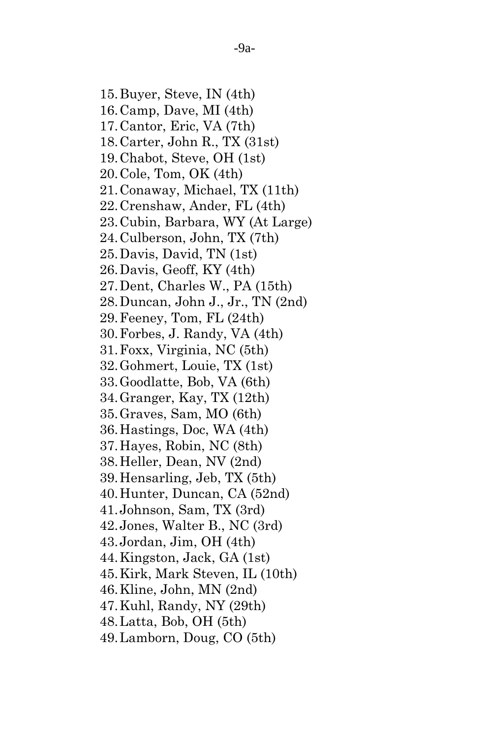15. Buyer, Steve, IN (4th)
16. Camp, Dave, MI (4th)
17. Cantor, Eric, VA (7th)
18. Carter, John R., TX (31st)
19. Chabot, Steve, OH (1st)
20. Cole, Tom, OK (4th)
21. Conaway, Michael, TX (11th)
22. Crenshaw, Ander, FL (4th)
23. Cubin, Barbara, WY (At Large)
24. Culberson, John, TX (7th)
25. Davis, David, TN (1st)
26. Davis, Geoff, KY (4th)
27. Dent, Charles W., PA (15th)
28. Duncan, John J., Jr., TN (2nd)
29. Feeney, Tom, FL (24th)
30. Forbes, J. Randy, VA (4th)
31. Foxx, Virginia, NC (5th)
32. Gohmert, Louie, TX (1st)
33. Goodlatte, Bob, VA (6th)
34. Granger, Kay, TX (12th)
35. Graves, Sam, MO (6th)
36. Hastings, Doc, WA (4th)
37. Hayes, Robin, NC (8th)
38. Heller, Dean, NV (2nd)
39. Hensarling, Jeb, TX (5th)
40. Hunter, Duncan, CA (52nd)
41. Johnson, Sam, TX (3rd)
42. Jones, Walter B., NC (3rd)
43. Jordan, Jim, OH (4th)
44. Kingston, Jack, GA (1st)
45. Kirk, Mark Steven, IL (10th)
46. Kline, John, MN (2nd)
47. Kuhl, Randy, NY (29th)
48. Latta, Bob, OH (5th)
49. Lamborn, Doug, CO (5th)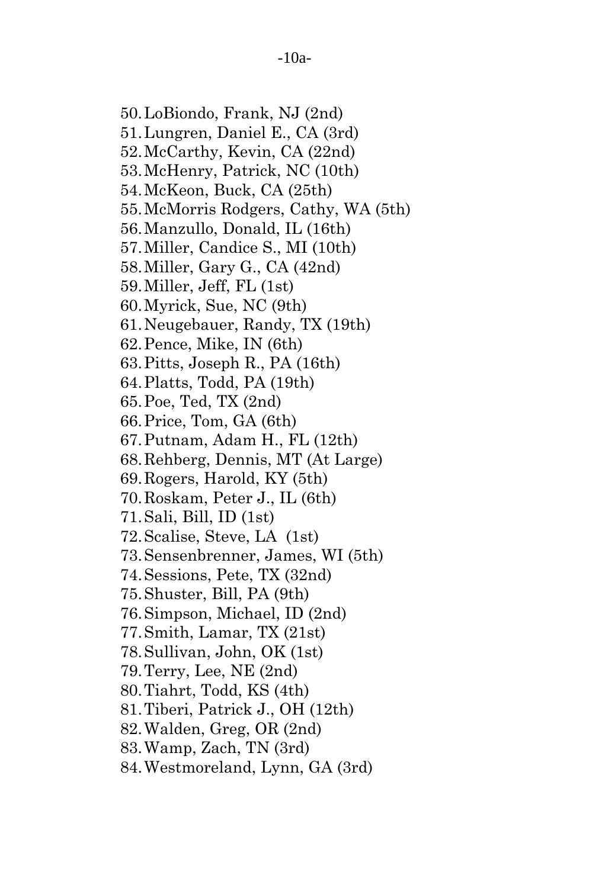50. LoBiondo, Frank, NJ (2nd)
51. Lungren, Daniel E., CA (3rd)
52. McCarthy, Kevin, CA (22nd)
53. McHenry, Patrick, NC (10th)
54. McKeon, Buck, CA (25th)
55. McMorris Rodgers, Cathy, WA (5th)
56. Manzullo, Donald, IL (16th)
57. Miller, Candice S., MI (10th)
58. Miller, Gary G., CA (42nd)
59. Miller, Jeff, FL (1st)
60. Myrick, Sue, NC (9th)
61. Neugebauer, Randy, TX (19th)
62. Pence, Mike, IN (6th)
63. Pitts, Joseph R., PA (16th)
64. Platts, Todd, PA (19th)
65. Poe, Ted, TX (2nd)
66. Price, Tom, GA (6th)
67. Putnam, Adam H., FL (12th)
68. Rehberg, Dennis, MT (At Large)
69. Rogers, Harold, KY (5th)
70. Roskam, Peter J., IL (6th)
71. Sali, Bill, ID (1st)
72. Scalise, Steve, LA (1st)
73. Sensenbrenner, James, WI (5th)
74. Sessions, Pete, TX (32nd)
75. Shuster, Bill, PA (9th)
76. Simpson, Michael, ID (2nd)
77. Smith, Lamar, TX (21st)
78. Sullivan, John, OK (1st)
79. Terry, Lee, NE (2nd)
80. Tiahrt, Todd, KS (4th)
81. Tiberi, Patrick J., OH (12th)
82. Walden, Greg, OR (2nd)
83. Wamp, Zach, TN (3rd)
84. Westmoreland, Lynn, GA (3rd)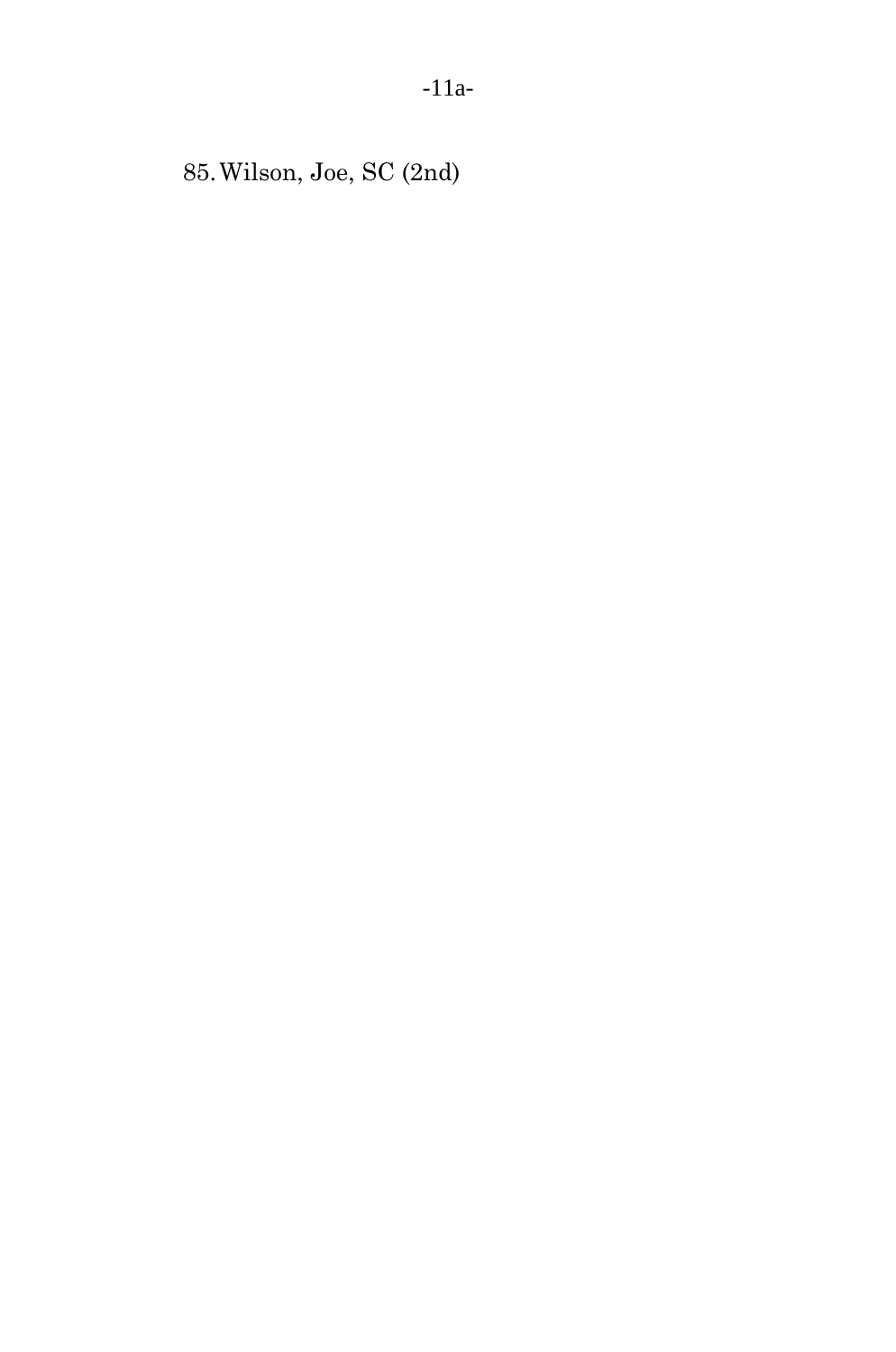85. Wilson, Joe, SC (2nd)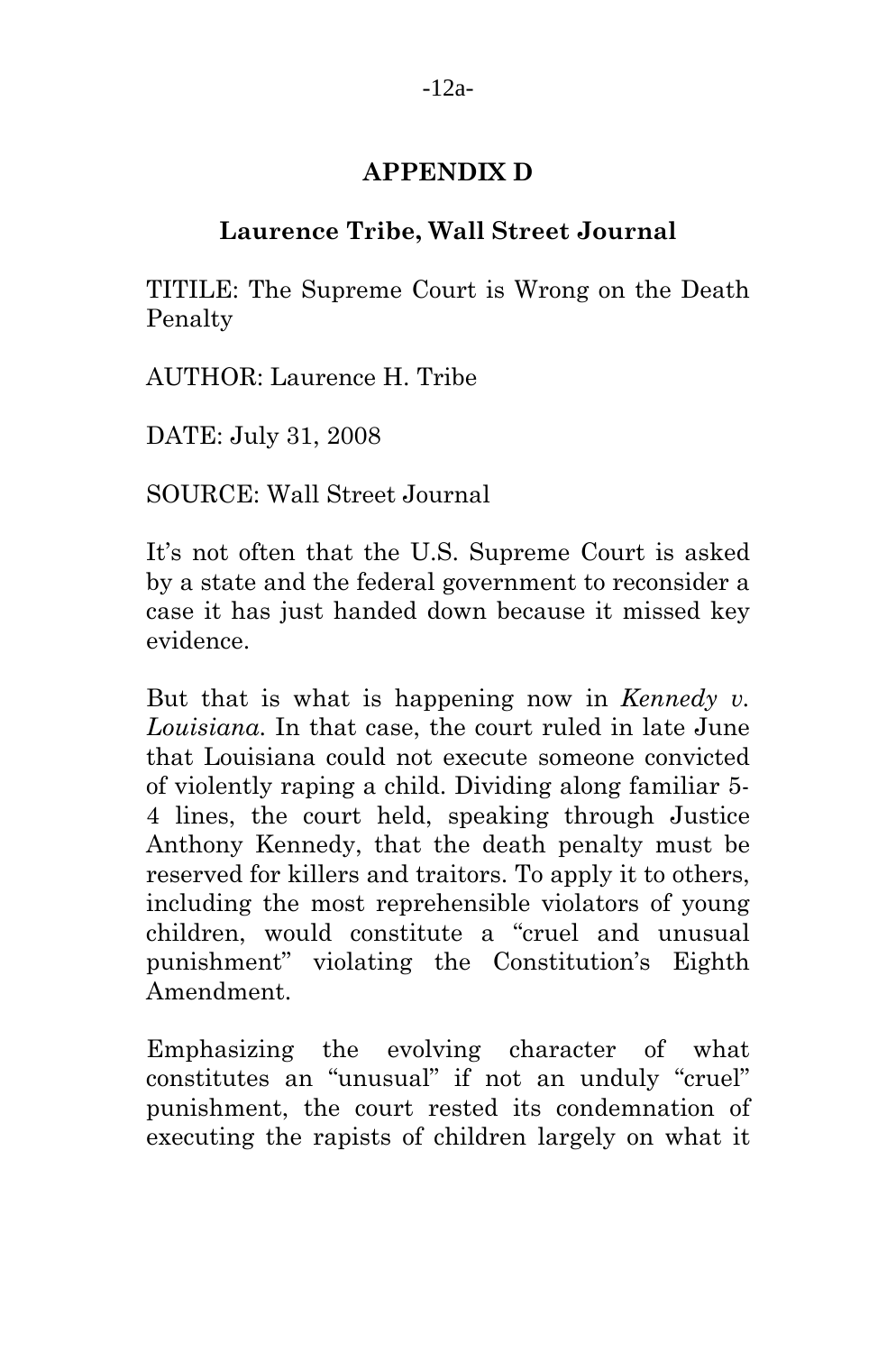## APPENDIX D

### Laurence Tribe, Wall Street Journal

TITILE: The Supreme Court is Wrong on the Death Penalty

AUTHOR: Laurence H. Tribe

DATE: July 31, 2008

SOURCE: Wall Street Journal

It's not often that the U.S. Supreme Court is asked by a state and the federal government to reconsider a case it has just handed down because it missed key evidence.

But that is what is happening now in *Kennedy v. Louisiana*. In that case, the court ruled in late June that Louisiana could not execute someone convicted of violently raping a child. Dividing along familiar 5-4 lines, the court held, speaking through Justice Anthony Kennedy, that the death penalty must be reserved for killers and traitors. To apply it to others, including the most reprehensible violators of young children, would constitute a "cruel and unusual punishment" violating the Constitution's Eighth Amendment.

Emphasizing the evolving character of what constitutes an "unusual" if not an unduly "cruel" punishment, the court rested its condemnation of executing the rapists of children largely on what it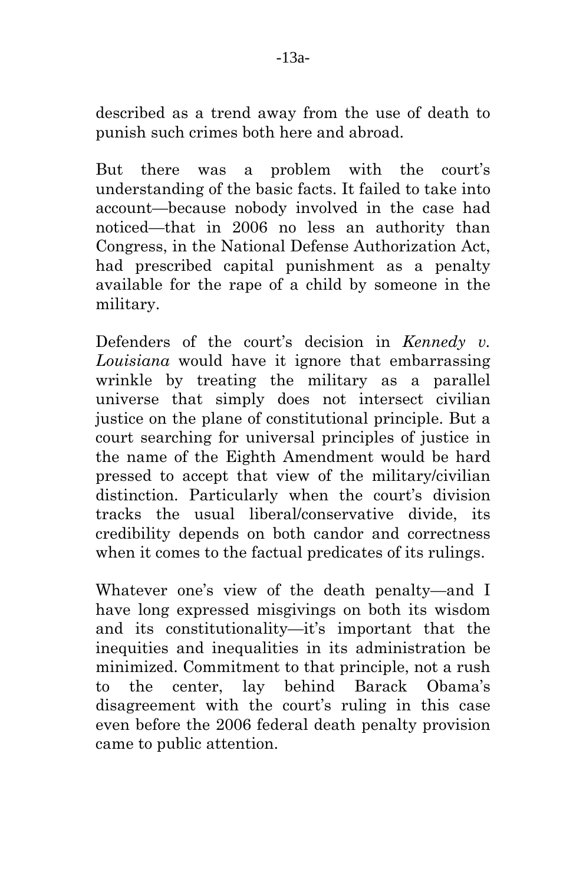described as a trend away from the use of death to punish such crimes both here and abroad.

But there was a problem with the court's understanding of the basic facts. It failed to take into account—because nobody involved in the case had noticed—that in 2006 no less an authority than Congress, in the National Defense Authorization Act, had prescribed capital punishment as a penalty available for the rape of a child by someone in the military.

Defenders of the court's decision in *Kennedy v. Louisiana* would have it ignore that embarrassing wrinkle by treating the military as a parallel universe that simply does not intersect civilian justice on the plane of constitutional principle. But a court searching for universal principles of justice in the name of the Eighth Amendment would be hard pressed to accept that view of the military/civilian distinction. Particularly when the court's division tracks the usual liberal/conservative divide, its credibility depends on both candor and correctness when it comes to the factual predicates of its rulings.

Whatever one's view of the death penalty—and I have long expressed misgivings on both its wisdom and its constitutionality—it's important that the inequities and inequalities in its administration be minimized. Commitment to that principle, not a rush to the center, lay behind Barack Obama's disagreement with the court's ruling in this case even before the 2006 federal death penalty provision came to public attention.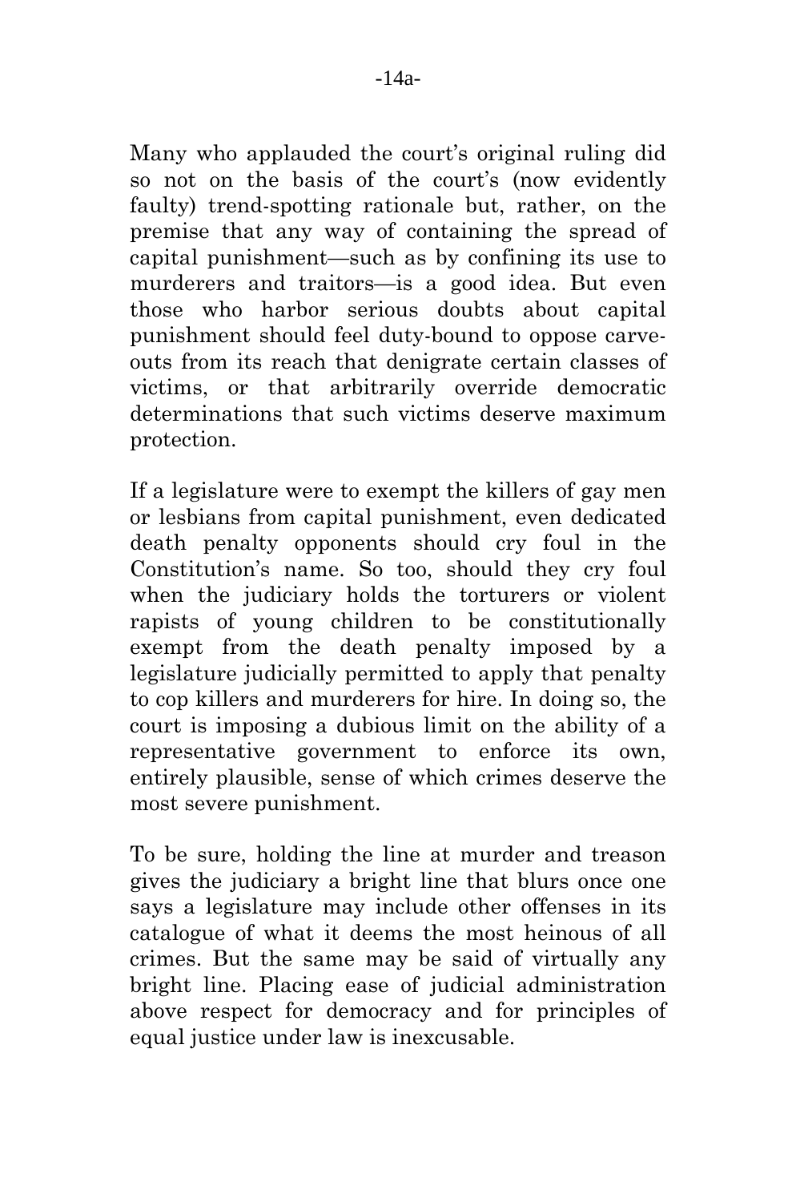Many who applauded the court's original ruling did so not on the basis of the court's (now evidently faulty) trend-spotting rationale but, rather, on the premise that any way of containing the spread of capital punishment—such as by confining its use to murderers and traitors—is a good idea. But even those who harbor serious doubts about capital punishment should feel duty-bound to oppose carve-outs from its reach that denigrate certain classes of victims, or that arbitrarily override democratic determinations that such victims deserve maximum protection.

If a legislature were to exempt the killers of gay men or lesbians from capital punishment, even dedicated death penalty opponents should cry foul in the Constitution's name. So too, should they cry foul when the judiciary holds the torturers or violent rapists of young children to be constitutionally exempt from the death penalty imposed by a legislature judicially permitted to apply that penalty to cop killers and murderers for hire. In doing so, the court is imposing a dubious limit on the ability of a representative government to enforce its own, entirely plausible, sense of which crimes deserve the most severe punishment.

To be sure, holding the line at murder and treason gives the judiciary a bright line that blurs once one says a legislature may include other offenses in its catalogue of what it deems the most heinous of all crimes. But the same may be said of virtually any bright line. Placing ease of judicial administration above respect for democracy and for principles of equal justice under law is inexcusable.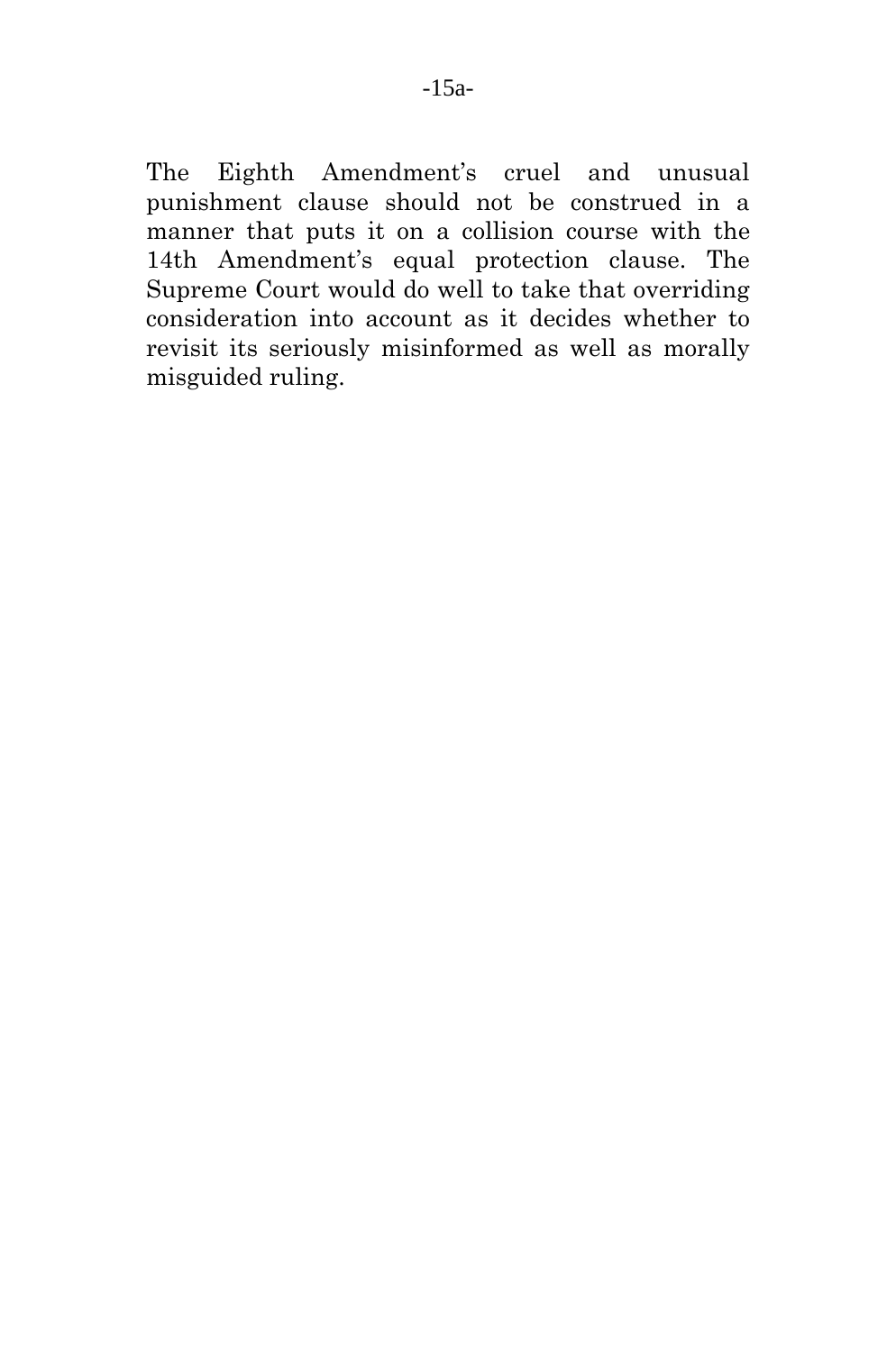The Eighth Amendment's cruel and unusual punishment clause should not be construed in a manner that puts it on a collision course with the 14th Amendment's equal protection clause. The Supreme Court would do well to take that overriding consideration into account as it decides whether to revisit its seriously misinformed as well as morally misguided ruling.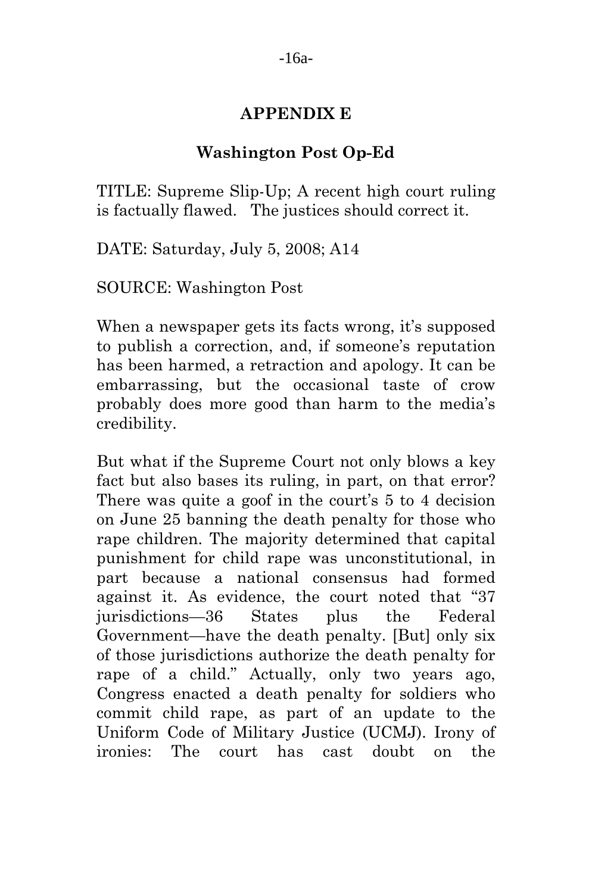## APPENDIX E

### Washington Post Op-Ed

TITLE: Supreme Slip-Up; A recent high court ruling is factually flawed. The justices should correct it.

DATE: Saturday, July 5, 2008; A14

SOURCE: Washington Post

When a newspaper gets its facts wrong, it's supposed to publish a correction, and, if someone's reputation has been harmed, a retraction and apology. It can be embarrassing, but the occasional taste of crow probably does more good than harm to the media's credibility.

But what if the Supreme Court not only blows a key fact but also bases its ruling, in part, on that error? There was quite a goof in the court's 5 to 4 decision on June 25 banning the death penalty for those who rape children. The majority determined that capital punishment for child rape was unconstitutional, in part because a national consensus had formed against it. As evidence, the court noted that "37 jurisdictions—36 States plus the Federal Government—have the death penalty. [But] only six of those jurisdictions authorize the death penalty for rape of a child." Actually, only two years ago, Congress enacted a death penalty for soldiers who commit child rape, as part of an update to the Uniform Code of Military Justice (UCMJ). Irony of ironies: The court has cast doubt on the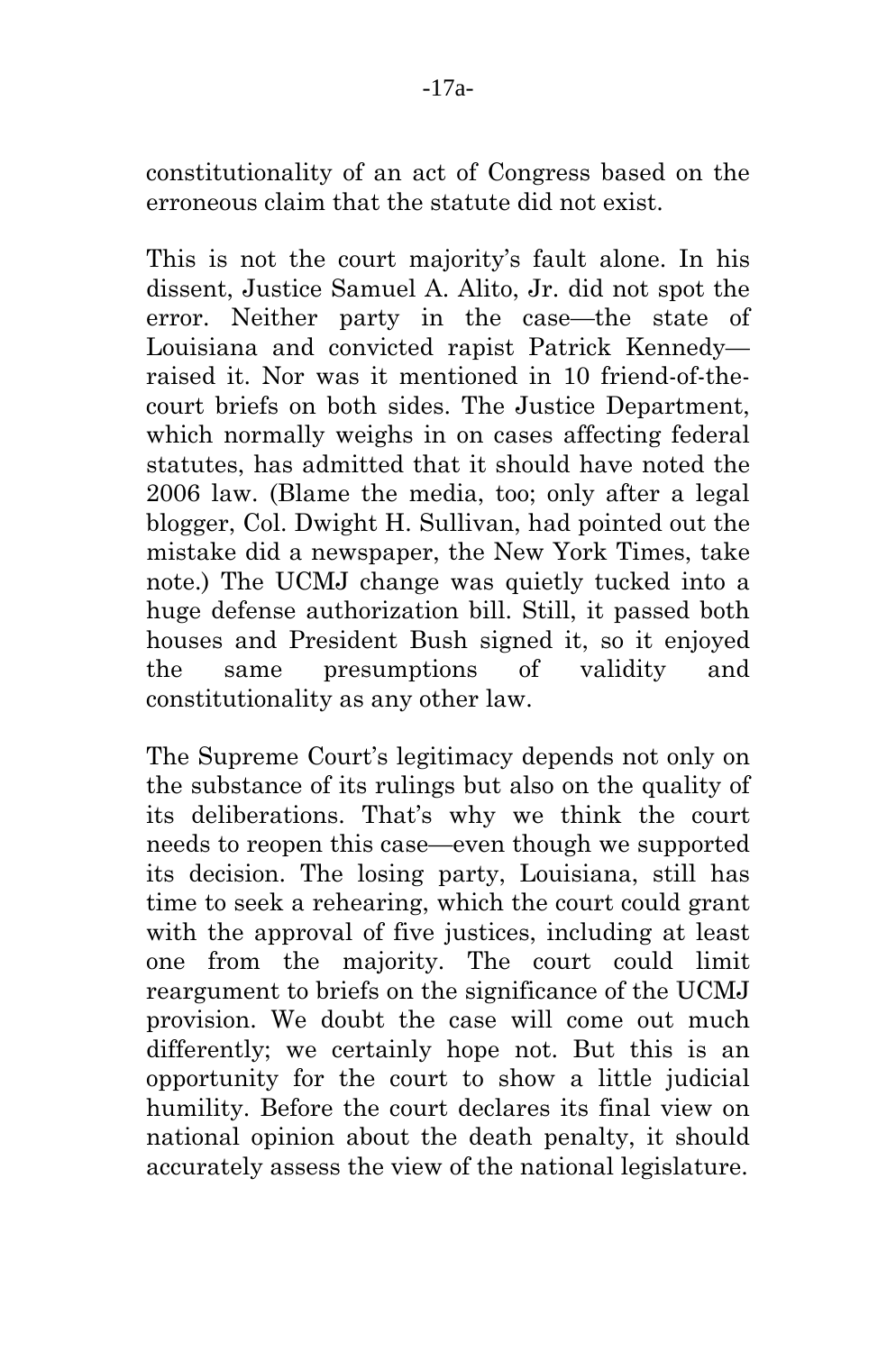constitutionality of an act of Congress based on the erroneous claim that the statute did not exist.

This is not the court majority's fault alone. In his dissent, Justice Samuel A. Alito, Jr. did not spot the error. Neither party in the case—the state of Louisiana and convicted rapist Patrick Kennedy—raised it. Nor was it mentioned in 10 friend-of-the-court briefs on both sides. The Justice Department, which normally weighs in on cases affecting federal statutes, has admitted that it should have noted the 2006 law. (Blame the media, too; only after a legal blogger, Col. Dwight H. Sullivan, had pointed out the mistake did a newspaper, the New York Times, take note.) The UCMJ change was quietly tucked into a huge defense authorization bill. Still, it passed both houses and President Bush signed it, so it enjoyed the same presumptions of validity and constitutionality as any other law.

The Supreme Court's legitimacy depends not only on the substance of its rulings but also on the quality of its deliberations. That's why we think the court needs to reopen this case—even though we supported its decision. The losing party, Louisiana, still has time to seek a rehearing, which the court could grant with the approval of five justices, including at least one from the majority. The court could limit reargument to briefs on the significance of the UCMJ provision. We doubt the case will come out much differently; we certainly hope not. But this is an opportunity for the court to show a little judicial humility. Before the court declares its final view on national opinion about the death penalty, it should accurately assess the view of the national legislature.